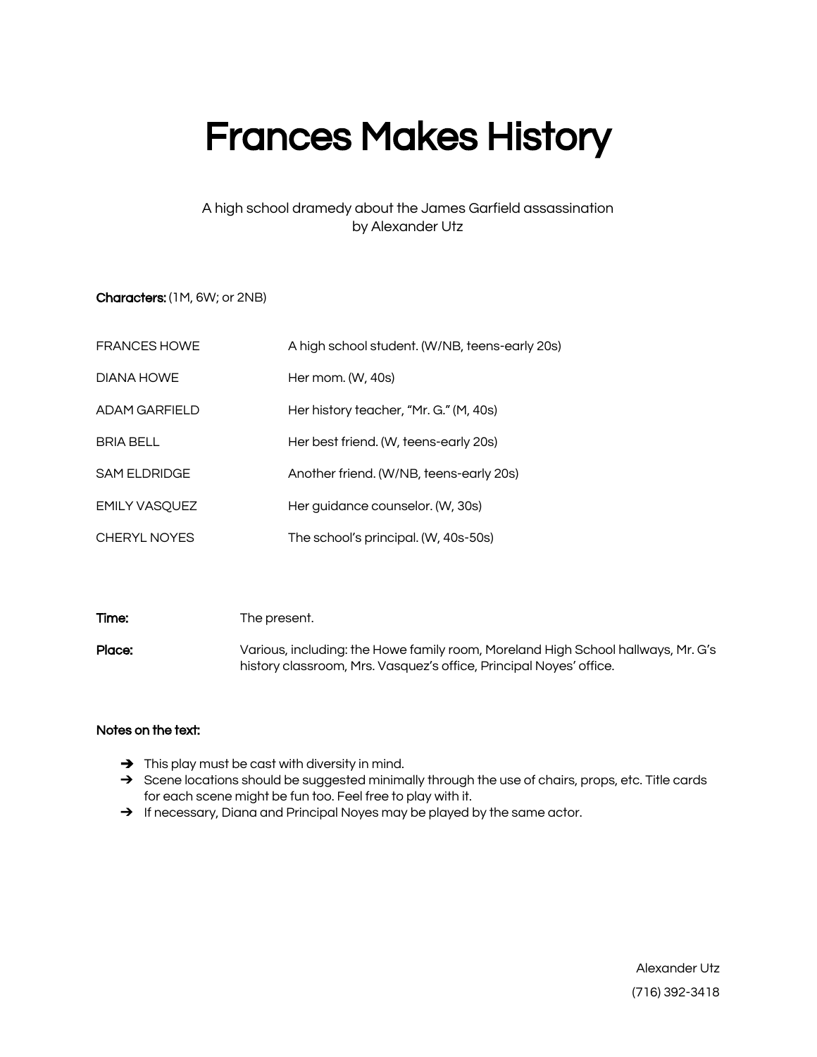# Frances Makes History

A high school dramedy about the James Garfield assassination
by Alexander Utz

**Characters:** (1M, 6W; or 2NB)

| | |
|---|---|
| FRANCES HOWE | A high school student. (W/NB, teens-early 20s) |
| DIANA HOWE | Her mom. (W, 40s) |
| ADAM GARFIELD | Her history teacher, "Mr. G." (M, 40s) |
| BRIA BELL | Her best friend. (W, teens-early 20s) |
| SAM ELDRIDGE | Another friend. (W/NB, teens-early 20s) |
| EMILY VASQUEZ | Her guidance counselor. (W, 30s) |
| CHERYL NOYES | The school's principal. (W, 40s-50s) |

**Time:** The present.

**Place:** Various, including: the Howe family room, Moreland High School hallways, Mr. G's history classroom, Mrs. Vasquez's office, Principal Noyes' office.

**Notes on the text:**

- This play must be cast with diversity in mind.
- Scene locations should be suggested minimally through the use of chairs, props, etc. Title cards for each scene might be fun too. Feel free to play with it.
- If necessary, Diana and Principal Noyes may be played by the same actor.

Alexander Utz
(716) 392-3418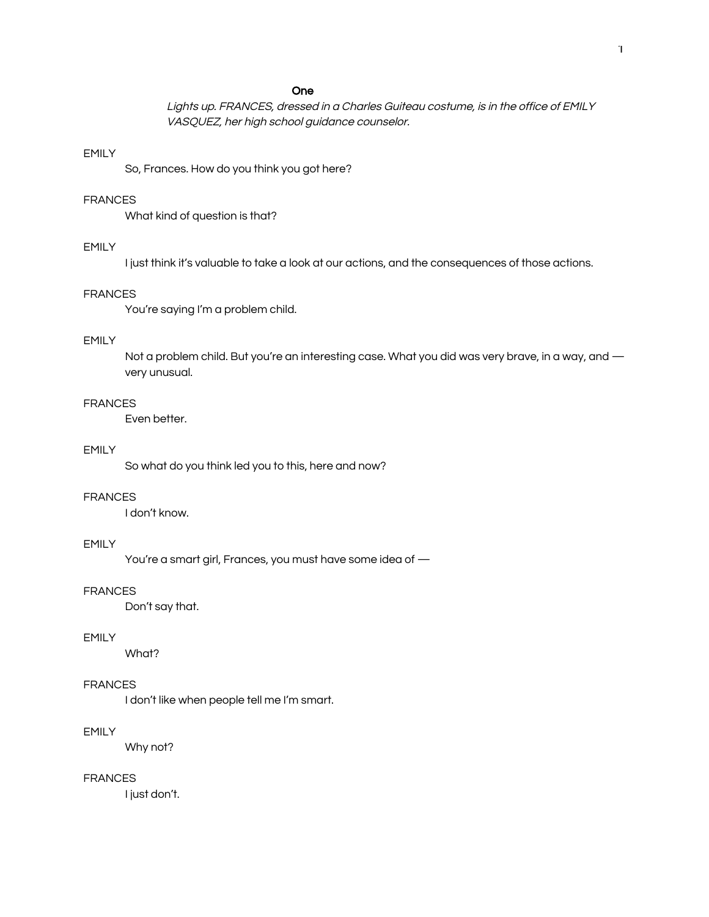## One

*Lights up. FRANCES, dressed in a Charles Guiteau costume, is in the office of EMILY VASQUEZ, her high school guidance counselor.*

EMILY

So, Frances. How do you think you got here?

FRANCES

What kind of question is that?

EMILY

I just think it's valuable to take a look at our actions, and the consequences of those actions.

FRANCES

You're saying I'm a problem child.

EMILY

Not a problem child. But you're an interesting case. What you did was very brave, in a way, and — very unusual.

FRANCES

Even better.

EMILY

So what do you think led you to this, here and now?

FRANCES

I don't know.

EMILY

You're a smart girl, Frances, you must have some idea of —

FRANCES

Don't say that.

EMILY

What?

FRANCES

I don't like when people tell me I'm smart.

EMILY

Why not?

FRANCES

I just don't.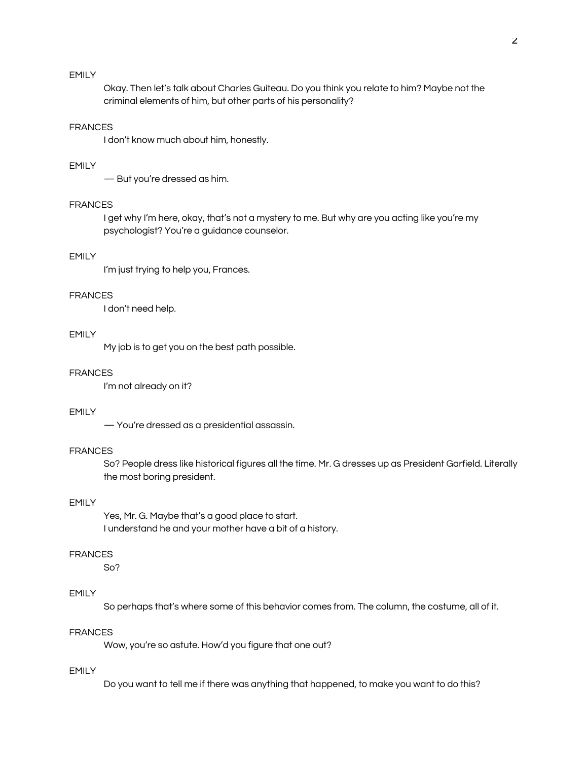EMILY

Okay. Then let's talk about Charles Guiteau. Do you think you relate to him? Maybe not the criminal elements of him, but other parts of his personality?

FRANCES

I don't know much about him, honestly.

EMILY

— But you're dressed as him.

FRANCES

I get why I'm here, okay, that's not a mystery to me. But why are you acting like you're my psychologist? You're a guidance counselor.

EMILY

I'm just trying to help you, Frances.

FRANCES

I don't need help.

EMILY

My job is to get you on the best path possible.

FRANCES

I'm not already on it?

EMILY

— You're dressed as a presidential assassin.

FRANCES

So? People dress like historical figures all the time. Mr. G dresses up as President Garfield. Literally the most boring president.

EMILY

Yes, Mr. G. Maybe that's a good place to start.
I understand he and your mother have a bit of a history.

FRANCES

So?

EMILY

So perhaps that's where some of this behavior comes from. The column, the costume, all of it.

FRANCES

Wow, you're so astute. How'd you figure that one out?

EMILY

Do you want to tell me if there was anything that happened, to make you want to do this?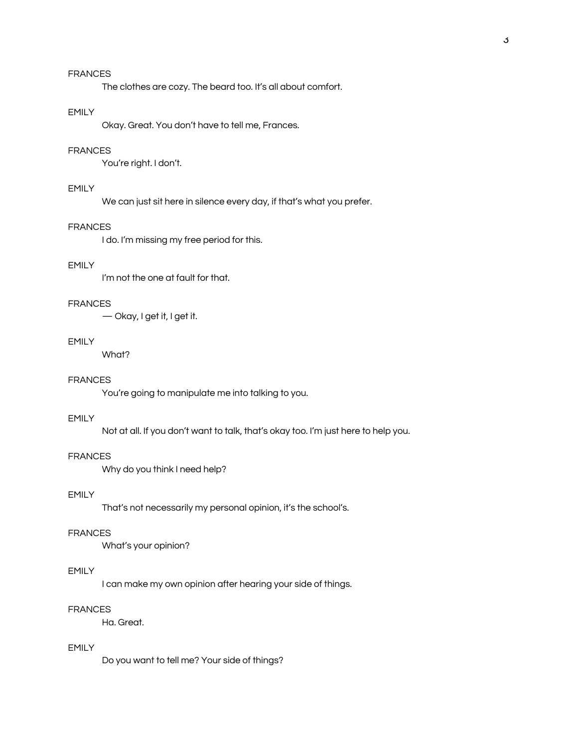FRANCES

The clothes are cozy. The beard too. It's all about comfort.

EMILY

Okay. Great. You don't have to tell me, Frances.

FRANCES

You're right. I don't.

EMILY

We can just sit here in silence every day, if that's what you prefer.

FRANCES

I do. I'm missing my free period for this.

EMILY

I'm not the one at fault for that.

FRANCES

— Okay, I get it, I get it.

EMILY

What?

FRANCES

You're going to manipulate me into talking to you.

EMILY

Not at all. If you don't want to talk, that's okay too. I'm just here to help you.

FRANCES

Why do you think I need help?

EMILY

That's not necessarily my personal opinion, it's the school's.

FRANCES

What's your opinion?

EMILY

I can make my own opinion after hearing your side of things.

FRANCES

Ha. Great.

EMILY

Do you want to tell me? Your side of things?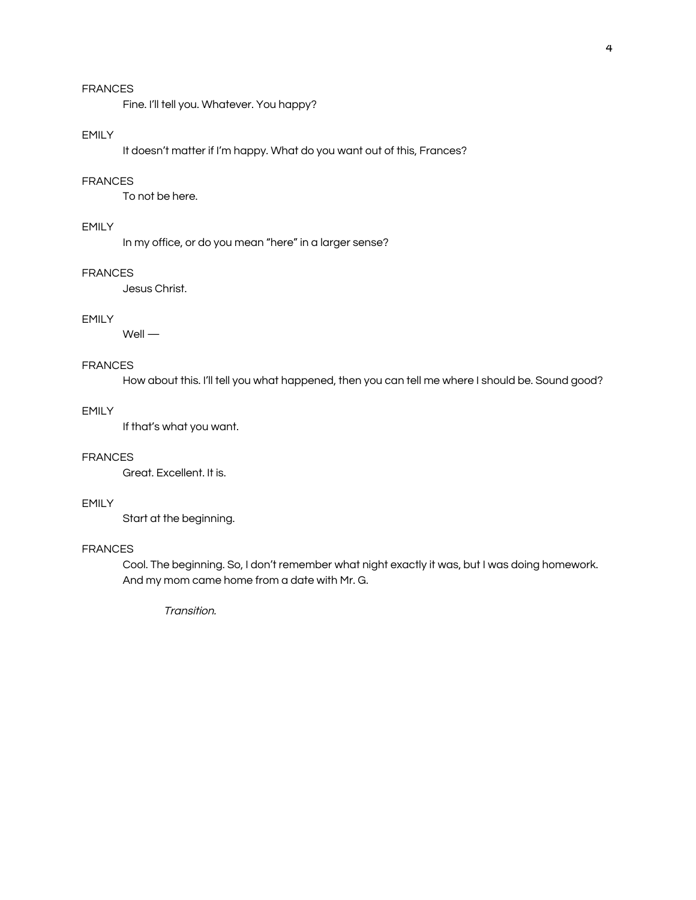FRANCES

Fine. I'll tell you. Whatever. You happy?

EMILY

It doesn't matter if I'm happy. What do you want out of this, Frances?

FRANCES

To not be here.

EMILY

In my office, or do you mean "here" in a larger sense?

FRANCES

Jesus Christ.

EMILY

Well —

FRANCES

How about this. I'll tell you what happened, then you can tell me where I should be. Sound good?

EMILY

If that's what you want.

FRANCES

Great. Excellent. It is.

EMILY

Start at the beginning.

FRANCES

Cool. The beginning. So, I don't remember what night exactly it was, but I was doing homework. And my mom came home from a date with Mr. G.

*Transition.*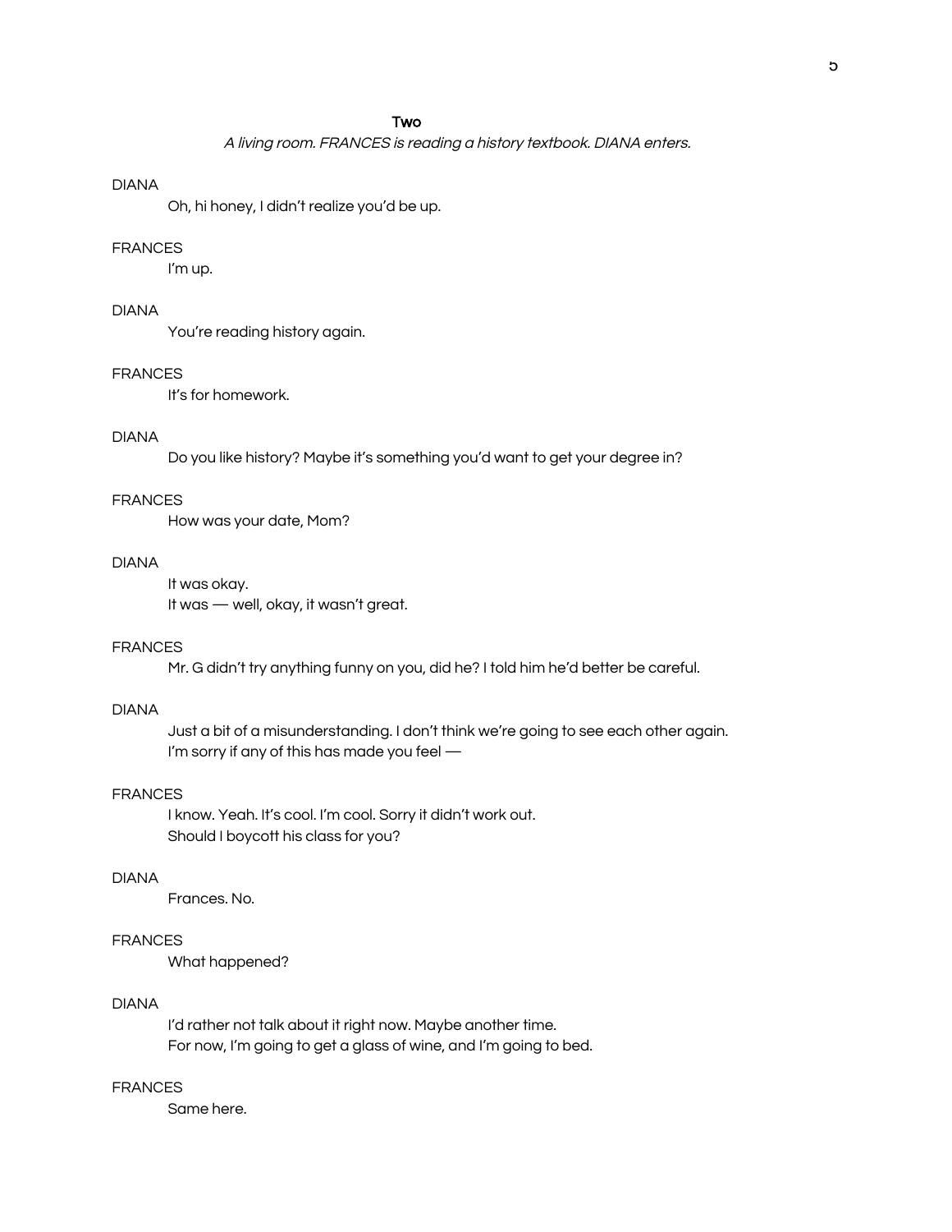## Two

*A living room. FRANCES is reading a history textbook. DIANA enters.*

DIANA

Oh, hi honey, I didn't realize you'd be up.

FRANCES

I'm up.

DIANA

You're reading history again.

FRANCES

It's for homework.

DIANA

Do you like history? Maybe it's something you'd want to get your degree in?

FRANCES

How was your date, Mom?

DIANA

It was okay.
It was — well, okay, it wasn't great.

FRANCES

Mr. G didn't try anything funny on you, did he? I told him he'd better be careful.

DIANA

Just a bit of a misunderstanding. I don't think we're going to see each other again.
I'm sorry if any of this has made you feel —

FRANCES

I know. Yeah. It's cool. I'm cool. Sorry it didn't work out.
Should I boycott his class for you?

DIANA

Frances. No.

FRANCES

What happened?

DIANA

I'd rather not talk about it right now. Maybe another time.
For now, I'm going to get a glass of wine, and I'm going to bed.

FRANCES

Same here.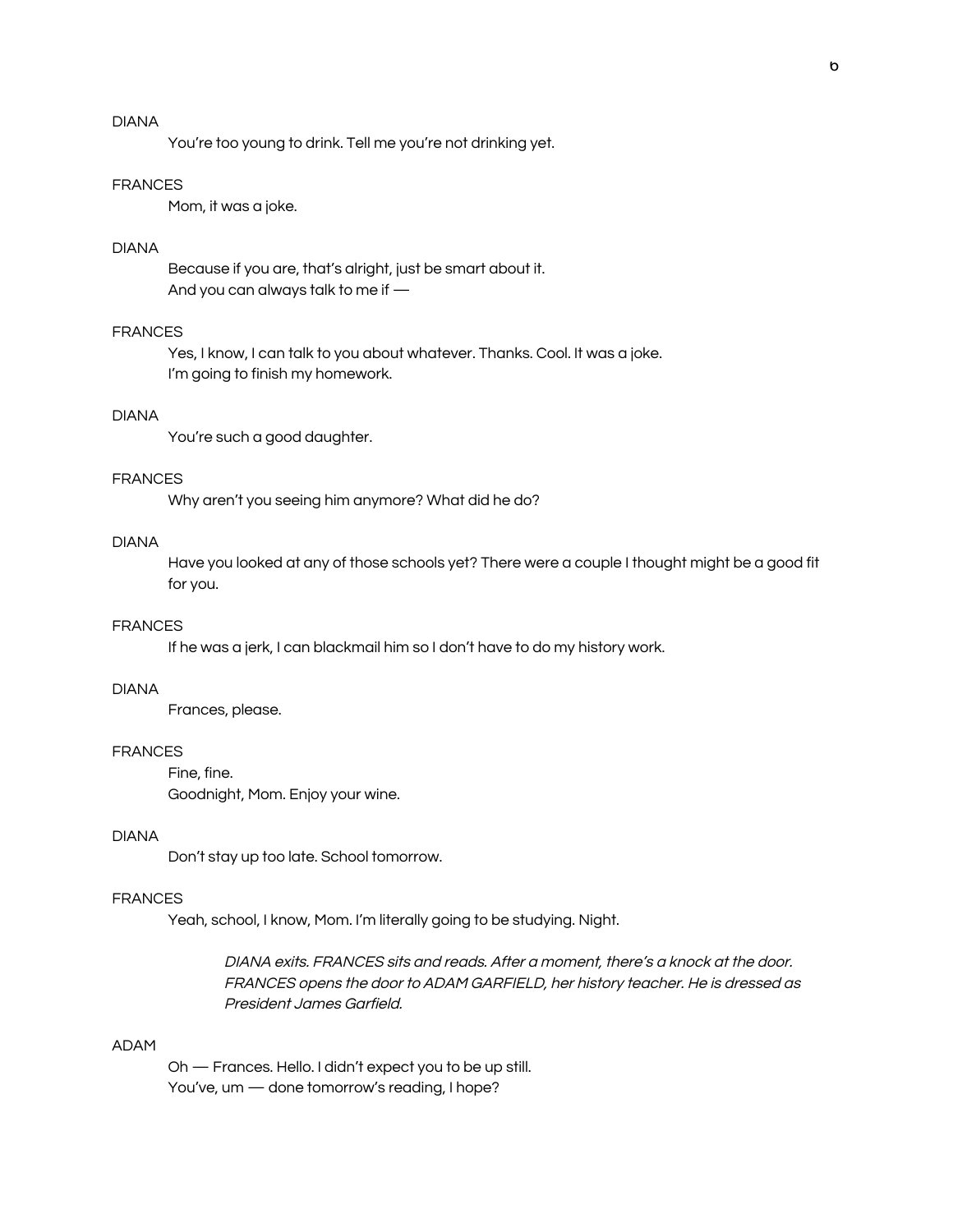DIANA

You're too young to drink. Tell me you're not drinking yet.

FRANCES

Mom, it was a joke.

DIANA

Because if you are, that's alright, just be smart about it.
And you can always talk to me if —

FRANCES

Yes, I know, I can talk to you about whatever. Thanks. Cool. It was a joke.
I'm going to finish my homework.

DIANA

You're such a good daughter.

FRANCES

Why aren't you seeing him anymore? What did he do?

DIANA

Have you looked at any of those schools yet? There were a couple I thought might be a good fit for you.

FRANCES

If he was a jerk, I can blackmail him so I don't have to do my history work.

DIANA

Frances, please.

FRANCES

Fine, fine.
Goodnight, Mom. Enjoy your wine.

DIANA

Don't stay up too late. School tomorrow.

FRANCES

Yeah, school, I know, Mom. I'm literally going to be studying. Night.

*DIANA exits. FRANCES sits and reads. After a moment, there's a knock at the door. FRANCES opens the door to ADAM GARFIELD, her history teacher. He is dressed as President James Garfield.*

ADAM

Oh — Frances. Hello. I didn't expect you to be up still.
You've, um — done tomorrow's reading, I hope?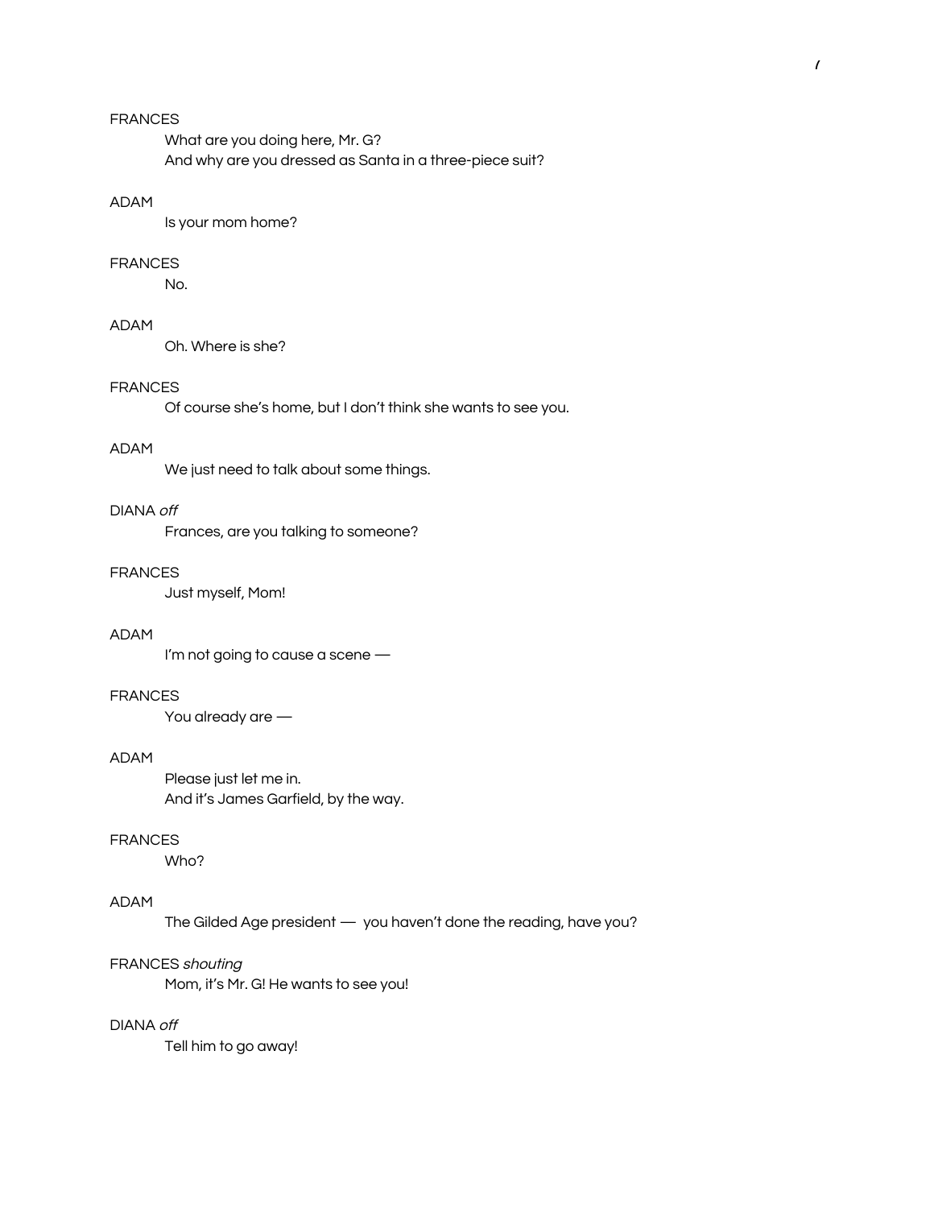FRANCES

What are you doing here, Mr. G?
And why are you dressed as Santa in a three-piece suit?

ADAM

Is your mom home?

FRANCES

No.

ADAM

Oh. Where is she?

FRANCES

Of course she's home, but I don't think she wants to see you.

ADAM

We just need to talk about some things.

DIANA *off*

Frances, are you talking to someone?

FRANCES

Just myself, Mom!

ADAM

I'm not going to cause a scene —

FRANCES

You already are —

ADAM

Please just let me in.
And it's James Garfield, by the way.

FRANCES

Who?

ADAM

The Gilded Age president — you haven't done the reading, have you?

FRANCES *shouting*

Mom, it's Mr. G! He wants to see you!

DIANA *off*

Tell him to go away!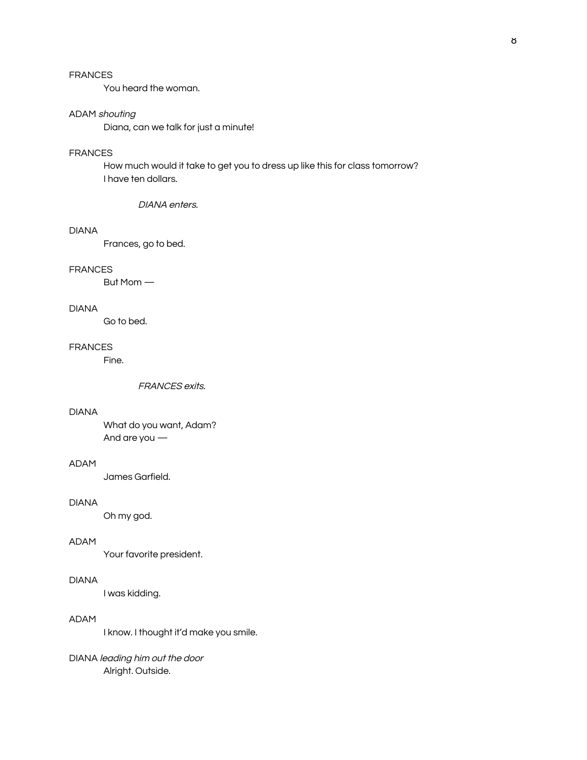FRANCES

You heard the woman.

ADAM *shouting*

Diana, can we talk for just a minute!

FRANCES

How much would it take to get you to dress up like this for class tomorrow?
I have ten dollars.

*DIANA enters.*

DIANA

Frances, go to bed.

FRANCES

But Mom —

DIANA

Go to bed.

FRANCES

Fine.

*FRANCES exits.*

DIANA

What do you want, Adam?
And are you —

ADAM

James Garfield.

DIANA

Oh my god.

ADAM

Your favorite president.

DIANA

I was kidding.

ADAM

I know. I thought it'd make you smile.

DIANA *leading him out the door*

Alright. Outside.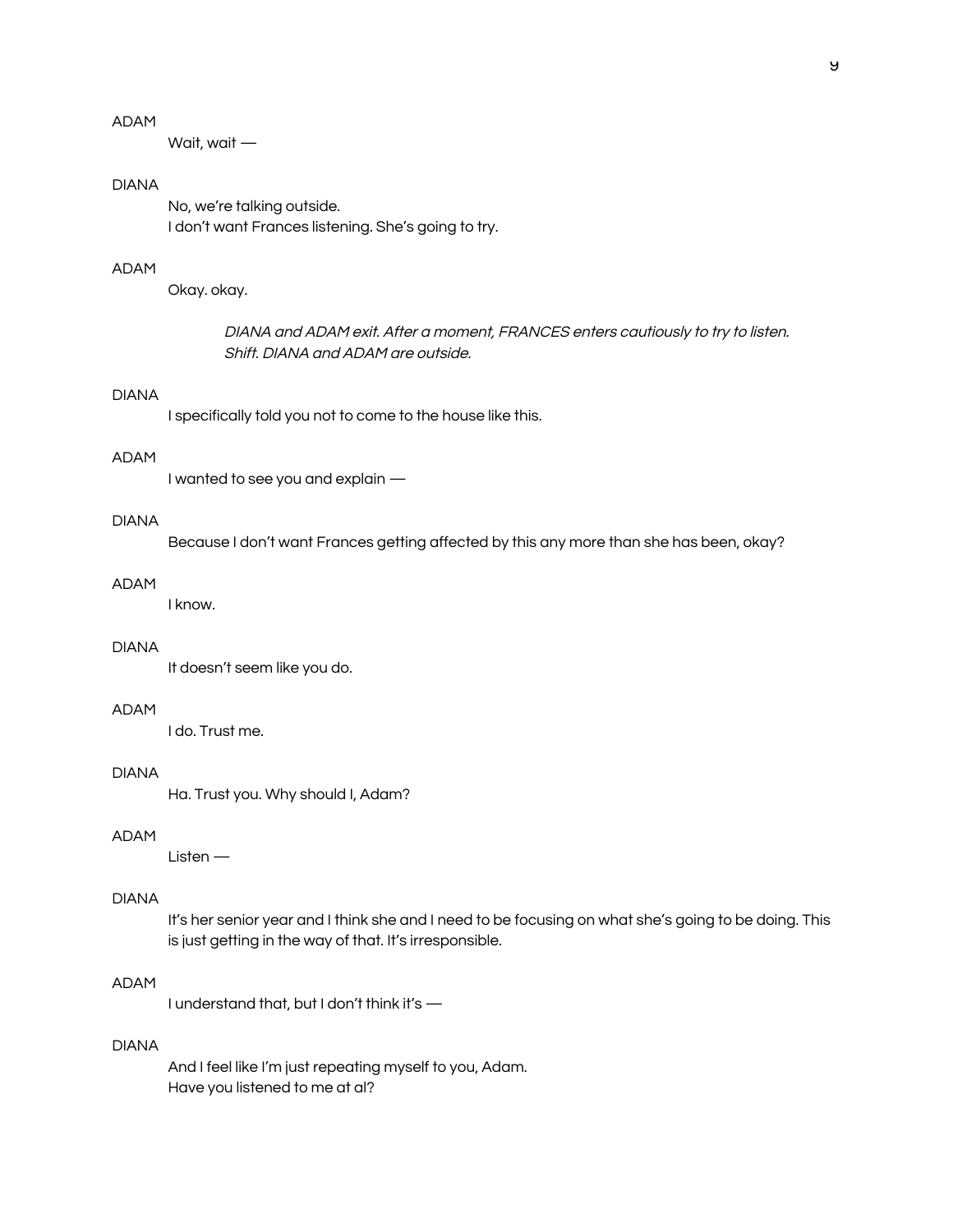ADAM

Wait, wait —

DIANA

No, we're talking outside.
I don't want Frances listening. She's going to try.

ADAM

Okay. okay.

*DIANA and ADAM exit. After a moment, FRANCES enters cautiously to try to listen. Shift. DIANA and ADAM are outside.*

DIANA

I specifically told you not to come to the house like this.

ADAM

I wanted to see you and explain —

DIANA

Because I don't want Frances getting affected by this any more than she has been, okay?

ADAM

I know.

DIANA

It doesn't seem like you do.

ADAM

I do. Trust me.

DIANA

Ha. Trust you. Why should I, Adam?

ADAM

Listen —

DIANA

It's her senior year and I think she and I need to be focusing on what she's going to be doing. This is just getting in the way of that. It's irresponsible.

ADAM

I understand that, but I don't think it's —

DIANA

And I feel like I'm just repeating myself to you, Adam.
Have you listened to me at al?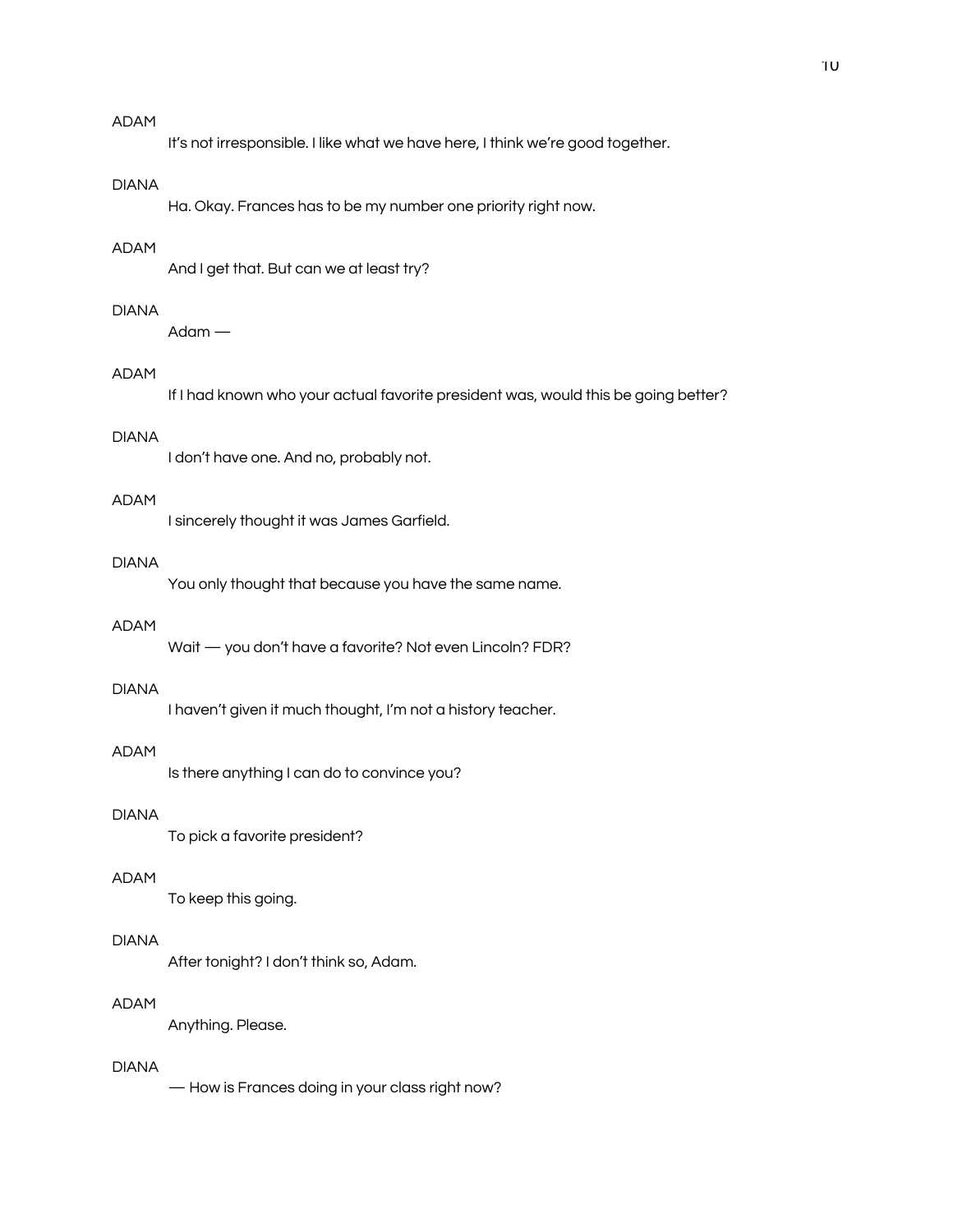ADAM

It's not irresponsible. I like what we have here, I think we're good together.

DIANA

Ha. Okay. Frances has to be my number one priority right now.

ADAM

And I get that. But can we at least try?

DIANA

Adam —

ADAM

If I had known who your actual favorite president was, would this be going better?

DIANA

I don't have one. And no, probably not.

ADAM

I sincerely thought it was James Garfield.

DIANA

You only thought that because you have the same name.

ADAM

Wait — you don't have a favorite? Not even Lincoln? FDR?

DIANA

I haven't given it much thought, I'm not a history teacher.

ADAM

Is there anything I can do to convince you?

DIANA

To pick a favorite president?

ADAM

To keep this going.

DIANA

After tonight? I don't think so, Adam.

ADAM

Anything. Please.

DIANA

— How is Frances doing in your class right now?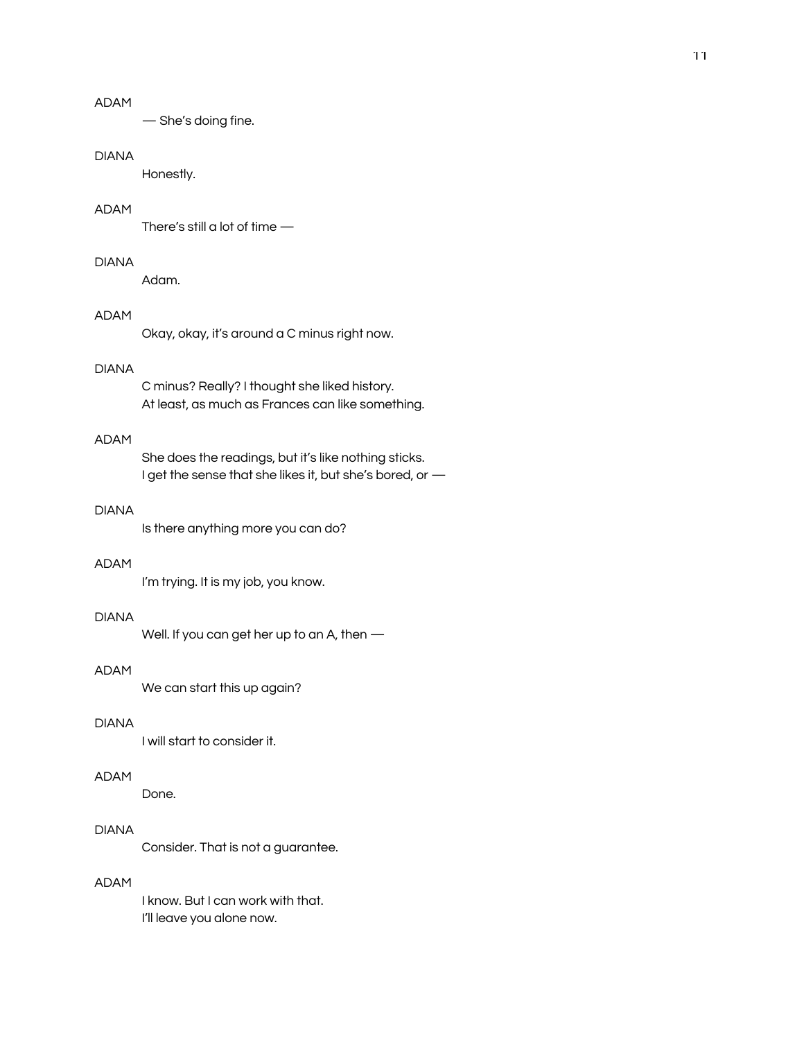ADAM

— She's doing fine.

DIANA

Honestly.

ADAM

There's still a lot of time —

DIANA

Adam.

ADAM

Okay, okay, it's around a C minus right now.

DIANA

C minus? Really? I thought she liked history.
At least, as much as Frances can like something.

ADAM

She does the readings, but it's like nothing sticks.
I get the sense that she likes it, but she's bored, or —

DIANA

Is there anything more you can do?

ADAM

I'm trying. It is my job, you know.

DIANA

Well. If you can get her up to an A, then —

ADAM

We can start this up again?

DIANA

I will start to consider it.

ADAM

Done.

DIANA

Consider. That is not a guarantee.

ADAM

I know. But I can work with that.
I'll leave you alone now.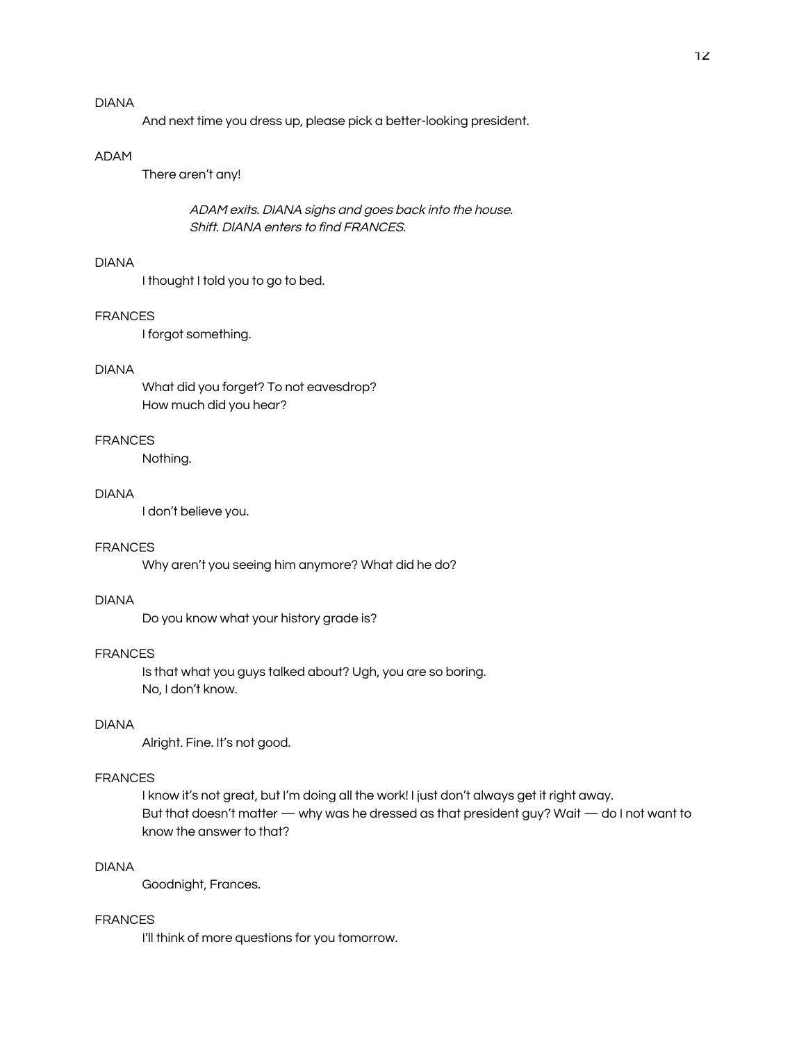DIANA

And next time you dress up, please pick a better-looking president.

ADAM

There aren't any!

*ADAM exits. DIANA sighs and goes back into the house.*
*Shift. DIANA enters to find FRANCES.*

DIANA

I thought I told you to go to bed.

FRANCES

I forgot something.

DIANA

What did you forget? To not eavesdrop?
How much did you hear?

FRANCES

Nothing.

DIANA

I don't believe you.

FRANCES

Why aren't you seeing him anymore? What did he do?

DIANA

Do you know what your history grade is?

FRANCES

Is that what you guys talked about? Ugh, you are so boring.
No, I don't know.

DIANA

Alright. Fine. It's not good.

FRANCES

I know it's not great, but I'm doing all the work! I just don't always get it right away.
But that doesn't matter — why was he dressed as that president guy? Wait — do I not want to know the answer to that?

DIANA

Goodnight, Frances.

FRANCES

I'll think of more questions for you tomorrow.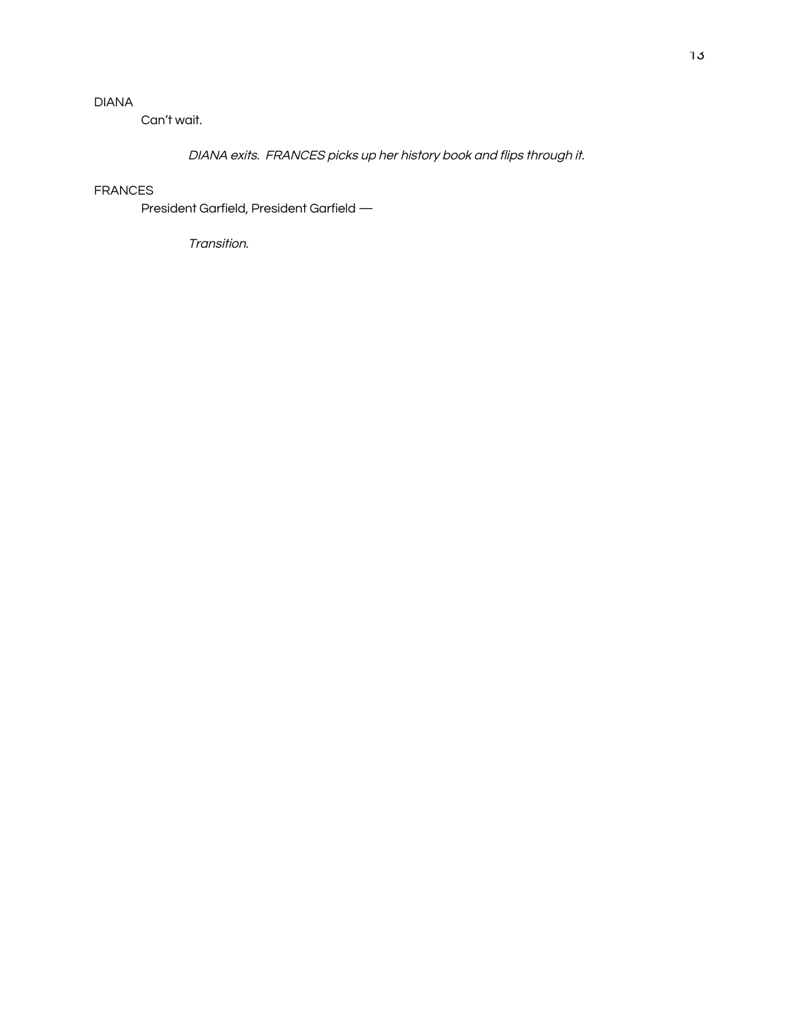DIANA

Can't wait.

*DIANA exits. FRANCES picks up her history book and flips through it.*

FRANCES

President Garfield, President Garfield —

*Transition.*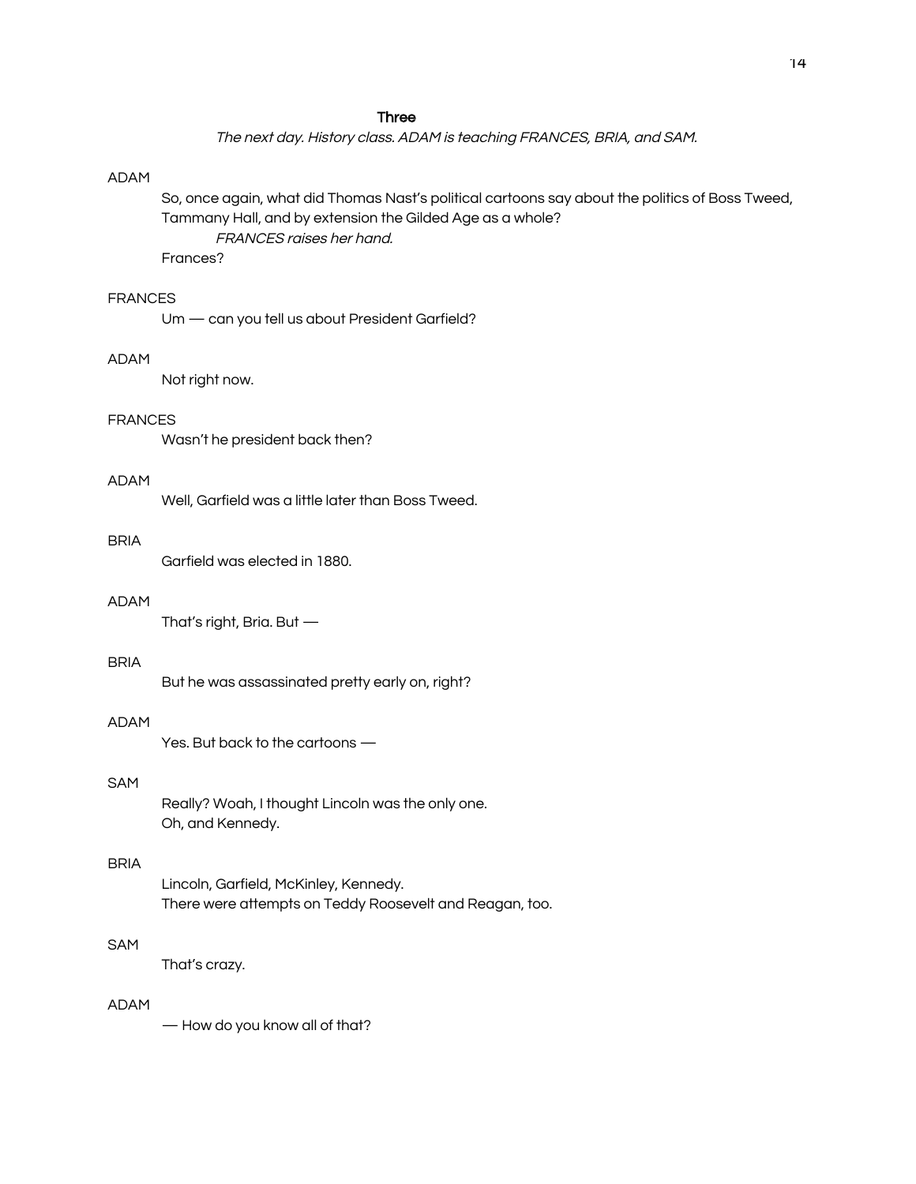### Three

*The next day. History class. ADAM is teaching FRANCES, BRIA, and SAM.*

ADAM

So, once again, what did Thomas Nast's political cartoons say about the politics of Boss Tweed, Tammany Hall, and by extension the Gilded Age as a whole?

*FRANCES raises her hand.*

Frances?

FRANCES

Um — can you tell us about President Garfield?

ADAM

Not right now.

FRANCES

Wasn't he president back then?

ADAM

Well, Garfield was a little later than Boss Tweed.

BRIA

Garfield was elected in 1880.

ADAM

That's right, Bria. But —

BRIA

But he was assassinated pretty early on, right?

ADAM

Yes. But back to the cartoons —

SAM

Really? Woah, I thought Lincoln was the only one.
Oh, and Kennedy.

BRIA

Lincoln, Garfield, McKinley, Kennedy.
There were attempts on Teddy Roosevelt and Reagan, too.

SAM

That's crazy.

ADAM

— How do you know all of that?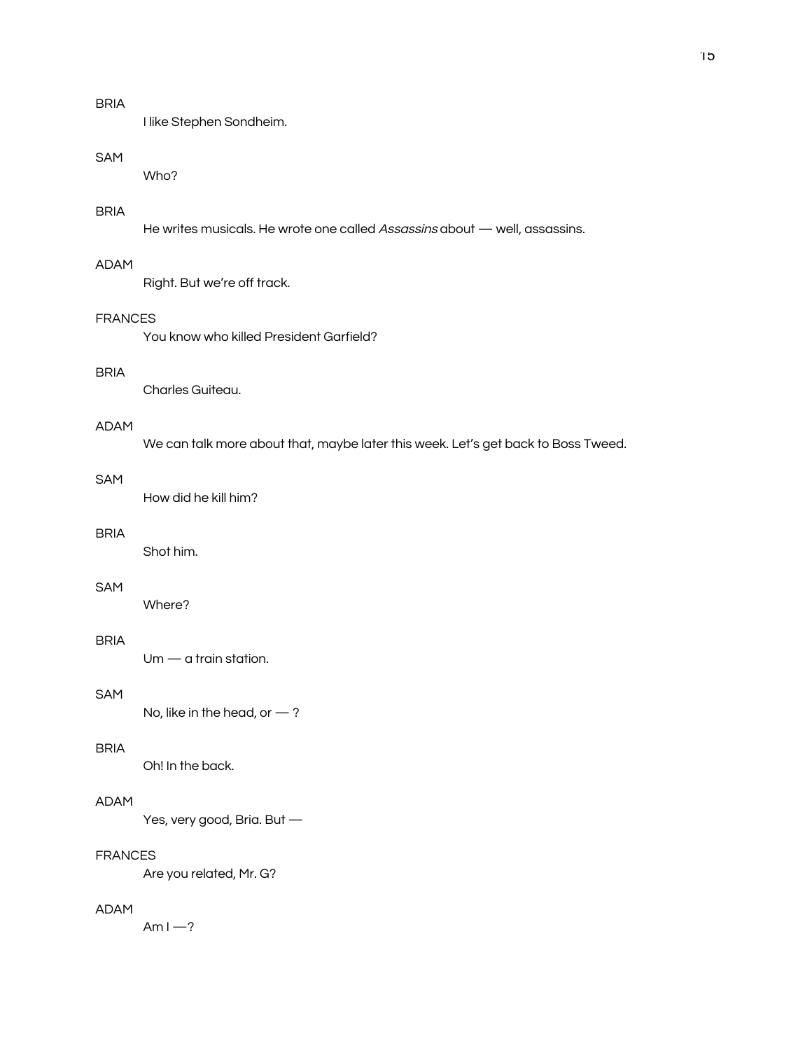BRIA

I like Stephen Sondheim.

SAM

Who?

BRIA

He writes musicals. He wrote one called *Assassins* about — well, assassins.

ADAM

Right. But we're off track.

FRANCES

You know who killed President Garfield?

BRIA

Charles Guiteau.

ADAM

We can talk more about that, maybe later this week. Let's get back to Boss Tweed.

SAM

How did he kill him?

BRIA

Shot him.

SAM

Where?

BRIA

Um — a train station.

SAM

No, like in the head, or — ?

BRIA

Oh! In the back.

ADAM

Yes, very good, Bria. But —

FRANCES

Are you related, Mr. G?

ADAM

Am I —?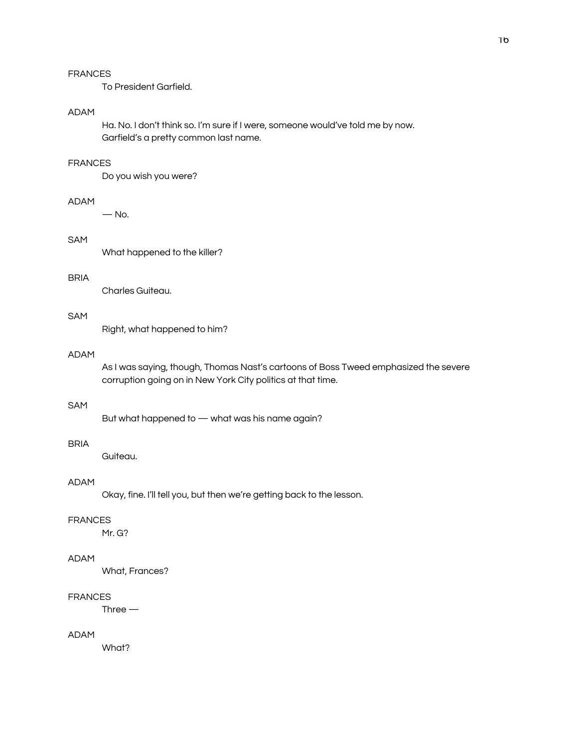FRANCES

To President Garfield.

ADAM

Ha. No. I don't think so. I'm sure if I were, someone would've told me by now. Garfield's a pretty common last name.

FRANCES

Do you wish you were?

ADAM

— No.

SAM

What happened to the killer?

BRIA

Charles Guiteau.

SAM

Right, what happened to him?

ADAM

As I was saying, though, Thomas Nast's cartoons of Boss Tweed emphasized the severe corruption going on in New York City politics at that time.

SAM

But what happened to — what was his name again?

BRIA

Guiteau.

ADAM

Okay, fine. I'll tell you, but then we're getting back to the lesson.

FRANCES

Mr. G?

ADAM

What, Frances?

FRANCES

Three —

ADAM

What?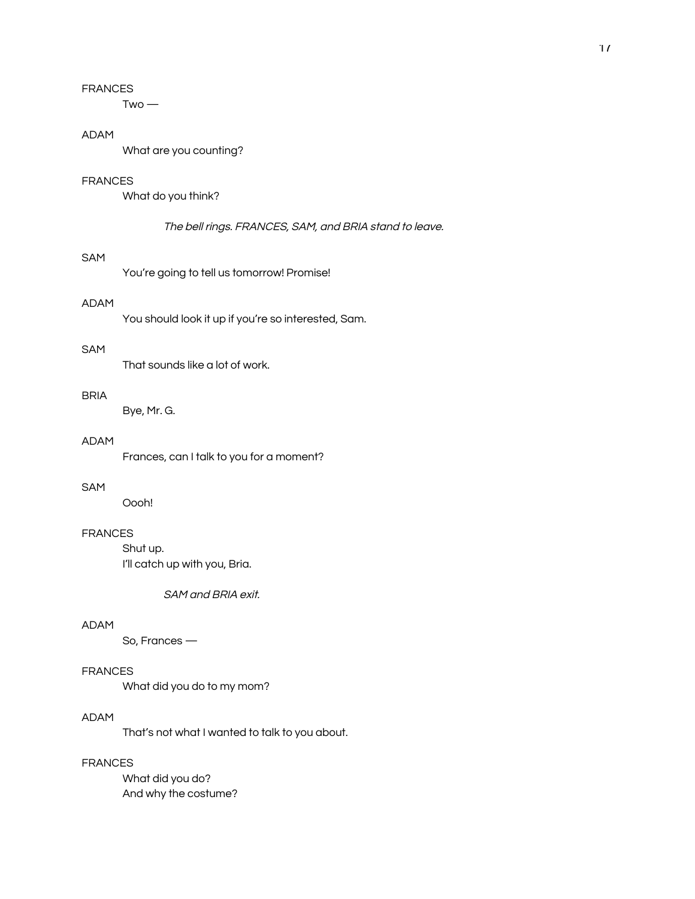FRANCES

Two —

ADAM

What are you counting?

FRANCES

What do you think?

*The bell rings. FRANCES, SAM, and BRIA stand to leave.*

SAM

You're going to tell us tomorrow! Promise!

ADAM

You should look it up if you're so interested, Sam.

SAM

That sounds like a lot of work.

BRIA

Bye, Mr. G.

ADAM

Frances, can I talk to you for a moment?

SAM

Oooh!

FRANCES

Shut up.
I'll catch up with you, Bria.

*SAM and BRIA exit.*

ADAM

So, Frances —

FRANCES

What did you do to my mom?

ADAM

That's not what I wanted to talk to you about.

FRANCES

What did you do?
And why the costume?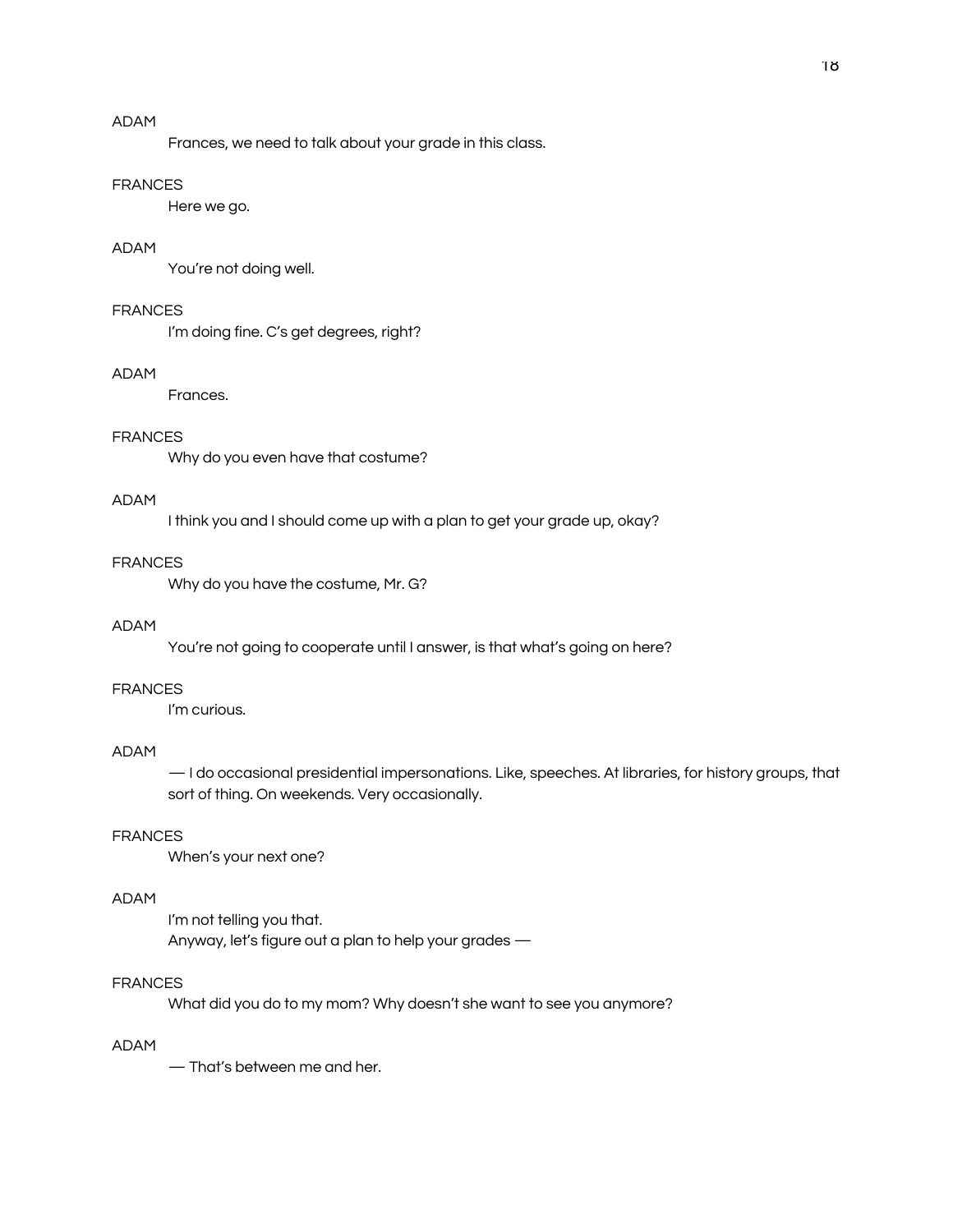ADAM

Frances, we need to talk about your grade in this class.

FRANCES

Here we go.

ADAM

You're not doing well.

FRANCES

I'm doing fine. C's get degrees, right?

ADAM

Frances.

FRANCES

Why do you even have that costume?

ADAM

I think you and I should come up with a plan to get your grade up, okay?

FRANCES

Why do you have the costume, Mr. G?

ADAM

You're not going to cooperate until I answer, is that what's going on here?

FRANCES

I'm curious.

ADAM

— I do occasional presidential impersonations. Like, speeches. At libraries, for history groups, that sort of thing. On weekends. Very occasionally.

FRANCES

When's your next one?

ADAM

I'm not telling you that.
Anyway, let's figure out a plan to help your grades —

FRANCES

What did you do to my mom? Why doesn't she want to see you anymore?

ADAM

— That's between me and her.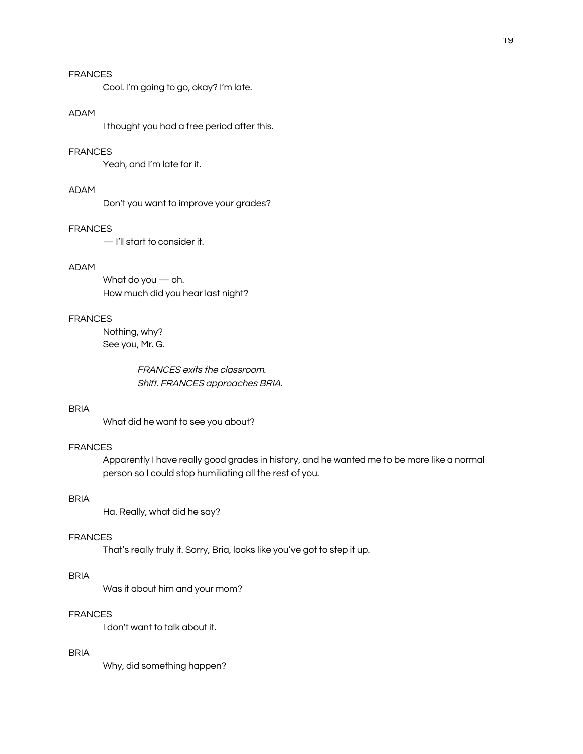FRANCES

Cool. I'm going to go, okay? I'm late.

ADAM

I thought you had a free period after this.

FRANCES

Yeah, and I'm late for it.

ADAM

Don't you want to improve your grades?

FRANCES

— I'll start to consider it.

ADAM

What do you — oh.
How much did you hear last night?

FRANCES

Nothing, why?
See you, Mr. G.

*FRANCES exits the classroom.*
*Shift. FRANCES approaches BRIA.*

BRIA

What did he want to see you about?

FRANCES

Apparently I have really good grades in history, and he wanted me to be more like a normal person so I could stop humiliating all the rest of you.

BRIA

Ha. Really, what did he say?

FRANCES

That's really truly it. Sorry, Bria, looks like you've got to step it up.

BRIA

Was it about him and your mom?

FRANCES

I don't want to talk about it.

BRIA

Why, did something happen?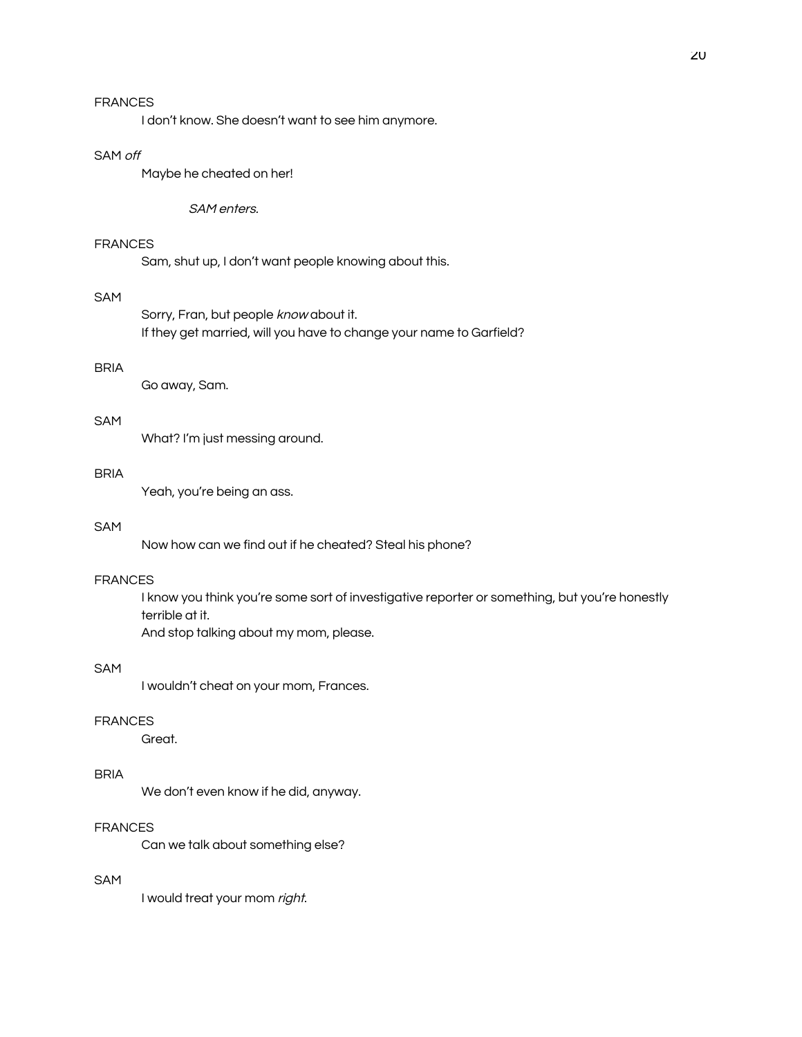FRANCES

I don't know. She doesn't want to see him anymore.

SAM *off*

Maybe he cheated on her!

*SAM enters.*

FRANCES

Sam, shut up, I don't want people knowing about this.

SAM

Sorry, Fran, but people *know* about it.
If they get married, will you have to change your name to Garfield?

BRIA

Go away, Sam.

SAM

What? I'm just messing around.

BRIA

Yeah, you're being an ass.

SAM

Now how can we find out if he cheated? Steal his phone?

FRANCES

I know you think you're some sort of investigative reporter or something, but you're honestly terrible at it.
And stop talking about my mom, please.

SAM

I wouldn't cheat on your mom, Frances.

FRANCES

Great.

BRIA

We don't even know if he did, anyway.

FRANCES

Can we talk about something else?

SAM

I would treat your mom *right*.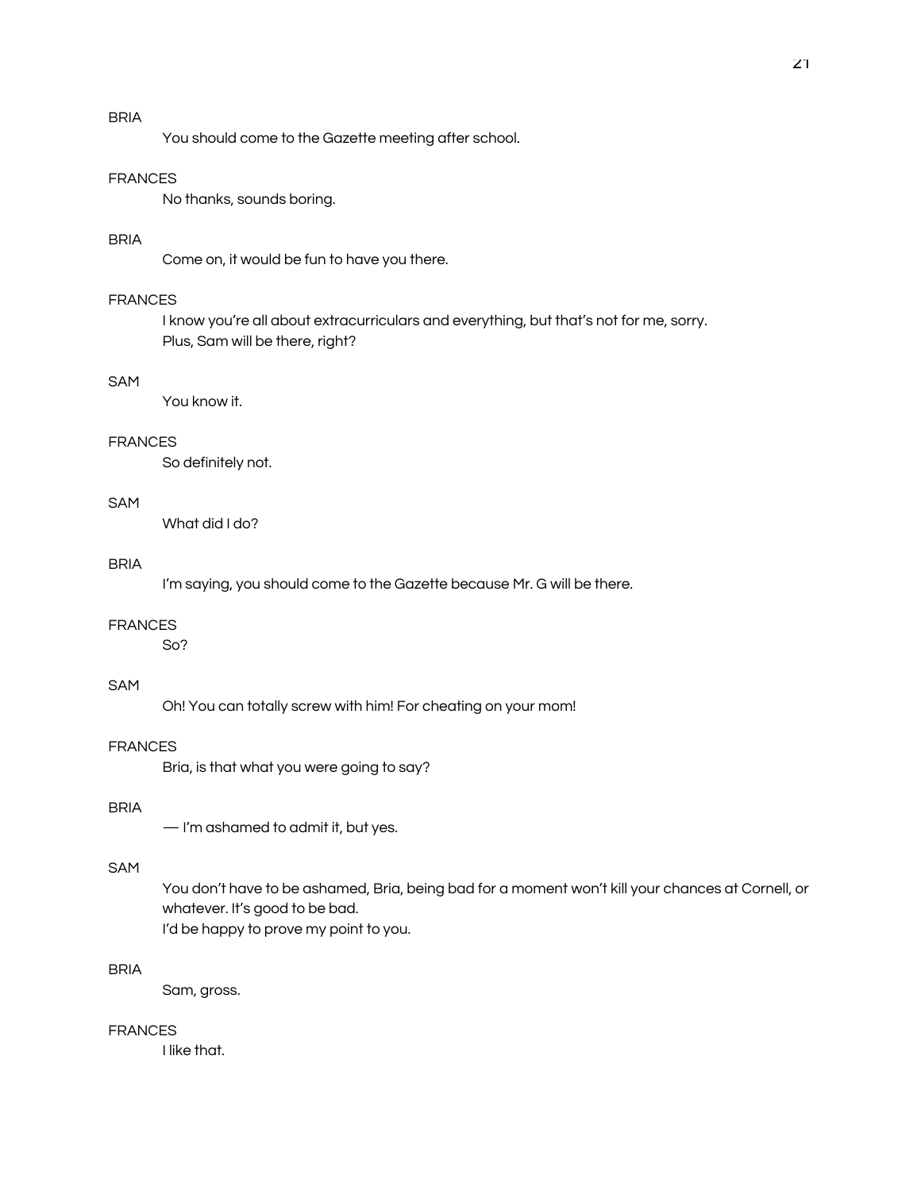BRIA

You should come to the Gazette meeting after school.

FRANCES

No thanks, sounds boring.

BRIA

Come on, it would be fun to have you there.

FRANCES

I know you're all about extracurriculars and everything, but that's not for me, sorry.
Plus, Sam will be there, right?

SAM

You know it.

FRANCES

So definitely not.

SAM

What did I do?

BRIA

I'm saying, you should come to the Gazette because Mr. G will be there.

FRANCES

So?

SAM

Oh! You can totally screw with him! For cheating on your mom!

FRANCES

Bria, is that what you were going to say?

BRIA

— I'm ashamed to admit it, but yes.

SAM

You don't have to be ashamed, Bria, being bad for a moment won't kill your chances at Cornell, or whatever. It's good to be bad.
I'd be happy to prove my point to you.

BRIA

Sam, gross.

FRANCES

I like that.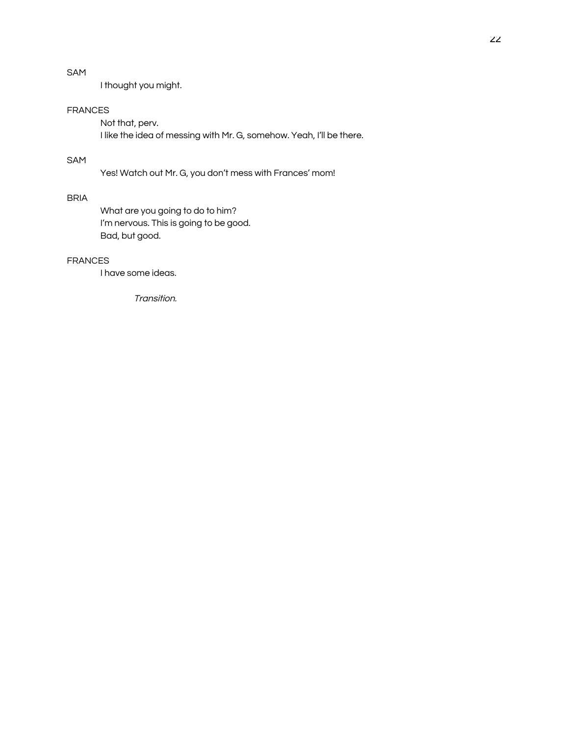SAM

I thought you might.

FRANCES

Not that, perv.
I like the idea of messing with Mr. G, somehow. Yeah, I'll be there.

SAM

Yes! Watch out Mr. G, you don't mess with Frances' mom!

BRIA

What are you going to do to him?
I'm nervous. This is going to be good.
Bad, but good.

FRANCES

I have some ideas.

*Transition.*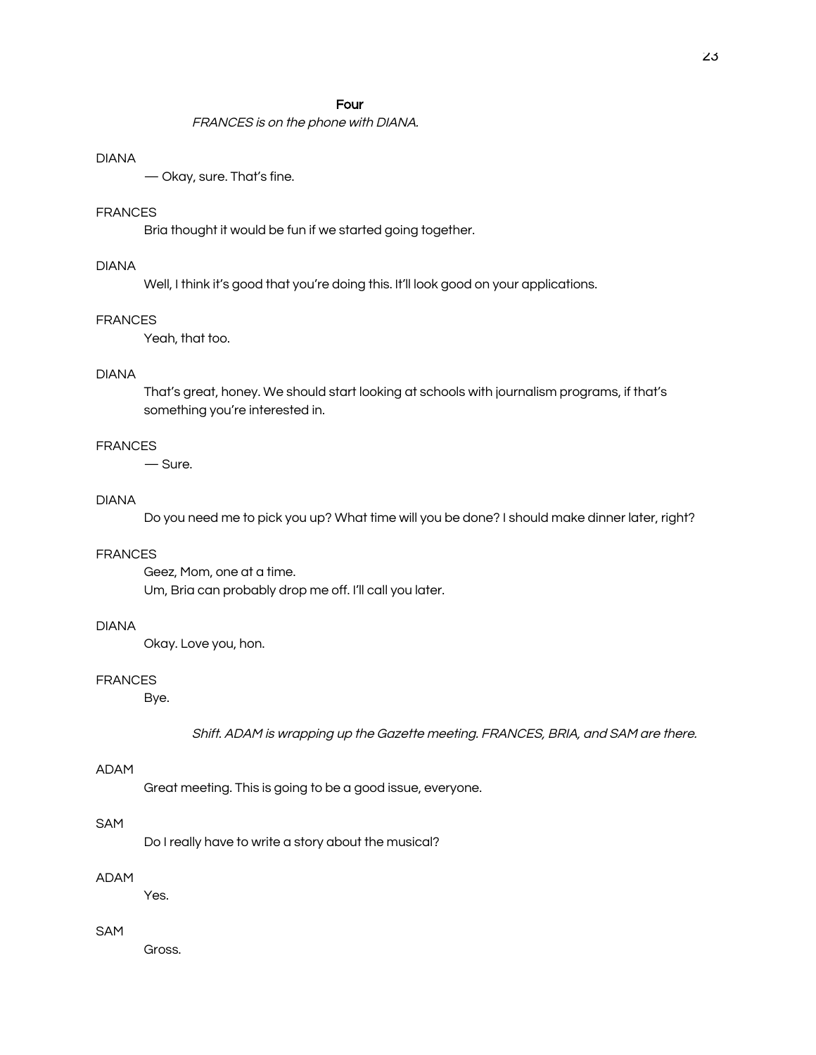**Four**

*FRANCES is on the phone with DIANA.*

DIANA

— Okay, sure. That's fine.

FRANCES

Bria thought it would be fun if we started going together.

DIANA

Well, I think it's good that you're doing this. It'll look good on your applications.

FRANCES

Yeah, that too.

DIANA

That's great, honey. We should start looking at schools with journalism programs, if that's something you're interested in.

FRANCES

— Sure.

DIANA

Do you need me to pick you up? What time will you be done? I should make dinner later, right?

FRANCES

Geez, Mom, one at a time.
Um, Bria can probably drop me off. I'll call you later.

DIANA

Okay. Love you, hon.

FRANCES

Bye.

*Shift. ADAM is wrapping up the Gazette meeting. FRANCES, BRIA, and SAM are there.*

ADAM

Great meeting. This is going to be a good issue, everyone.

SAM

Do I really have to write a story about the musical?

ADAM

Yes.

SAM

Gross.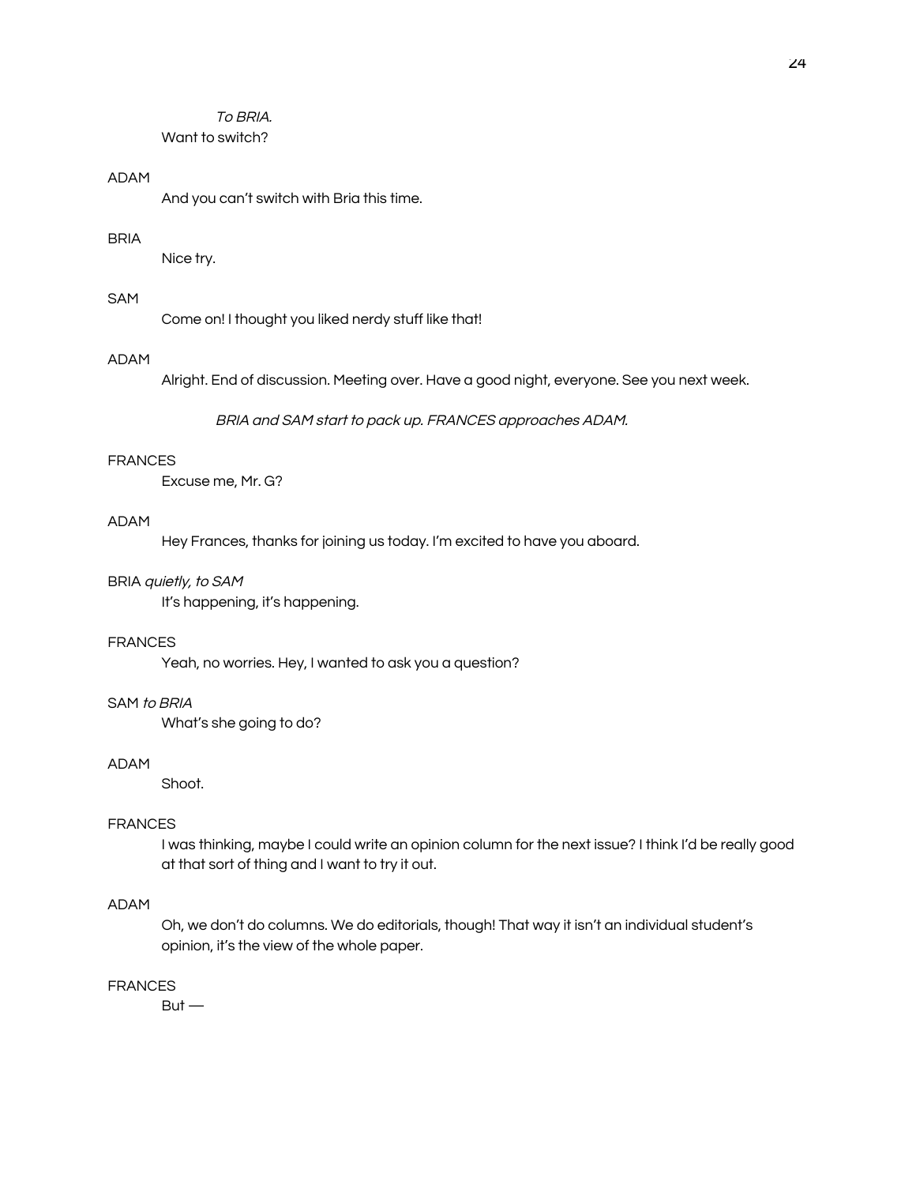*To BRIA.*

Want to switch?

ADAM

And you can't switch with Bria this time.

BRIA

Nice try.

SAM

Come on! I thought you liked nerdy stuff like that!

ADAM

Alright. End of discussion. Meeting over. Have a good night, everyone. See you next week.

*BRIA and SAM start to pack up. FRANCES approaches ADAM.*

FRANCES

Excuse me, Mr. G?

ADAM

Hey Frances, thanks for joining us today. I'm excited to have you aboard.

BRIA *quietly, to SAM*

It's happening, it's happening.

FRANCES

Yeah, no worries. Hey, I wanted to ask you a question?

SAM *to BRIA*

What's she going to do?

ADAM

Shoot.

FRANCES

I was thinking, maybe I could write an opinion column for the next issue? I think I'd be really good at that sort of thing and I want to try it out.

ADAM

Oh, we don't do columns. We do editorials, though! That way it isn't an individual student's opinion, it's the view of the whole paper.

FRANCES

But —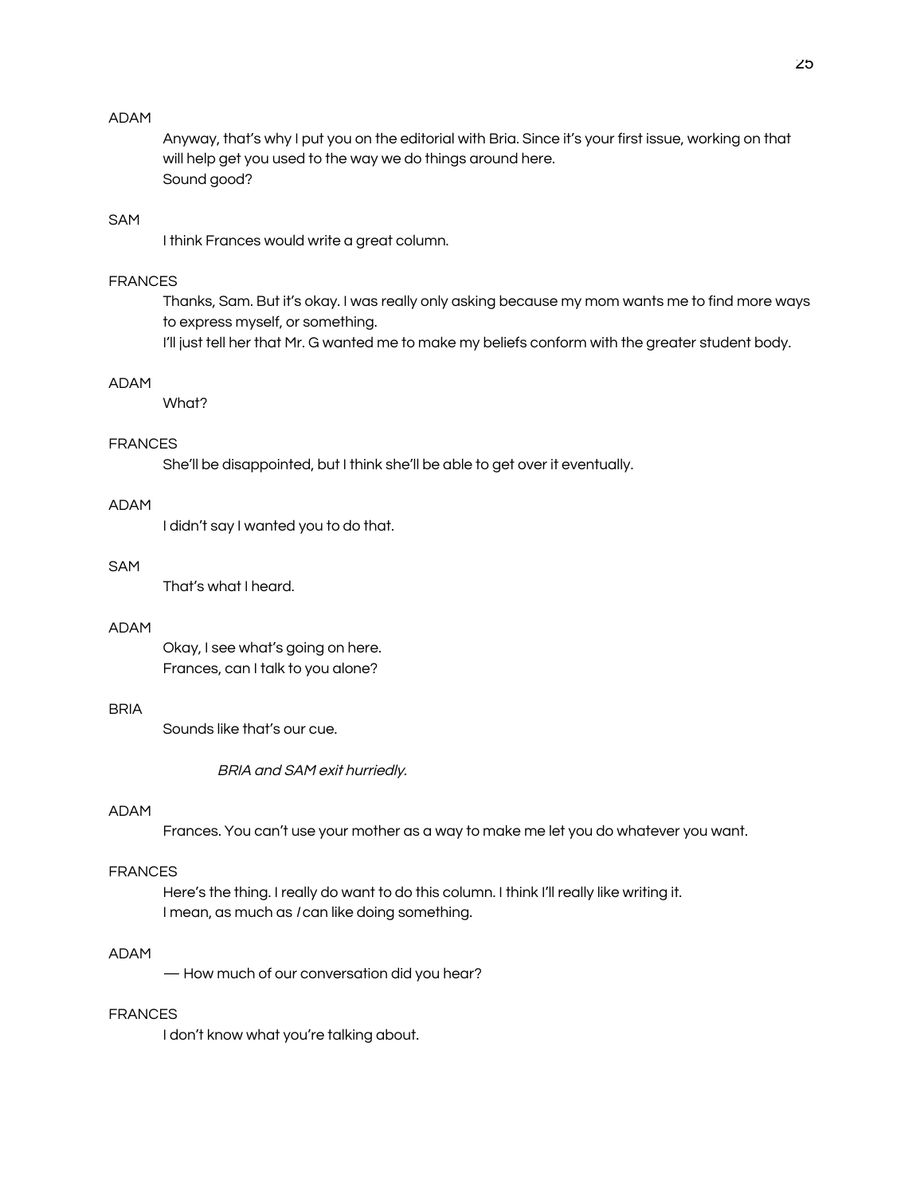ADAM

Anyway, that's why I put you on the editorial with Bria. Since it's your first issue, working on that will help get you used to the way we do things around here.
Sound good?

SAM

I think Frances would write a great column.

FRANCES

Thanks, Sam. But it's okay. I was really only asking because my mom wants me to find more ways to express myself, or something.
I'll just tell her that Mr. G wanted me to make my beliefs conform with the greater student body.

ADAM

What?

FRANCES

She'll be disappointed, but I think she'll be able to get over it eventually.

ADAM

I didn't say I wanted you to do that.

SAM

That's what I heard.

ADAM

Okay, I see what's going on here.
Frances, can I talk to you alone?

BRIA

Sounds like that's our cue.

*BRIA and SAM exit hurriedly.*

ADAM

Frances. You can't use your mother as a way to make me let you do whatever you want.

FRANCES

Here's the thing. I really do want to do this column. I think I'll really like writing it.
I mean, as much as *I* can like doing something.

ADAM

— How much of our conversation did you hear?

FRANCES

I don't know what you're talking about.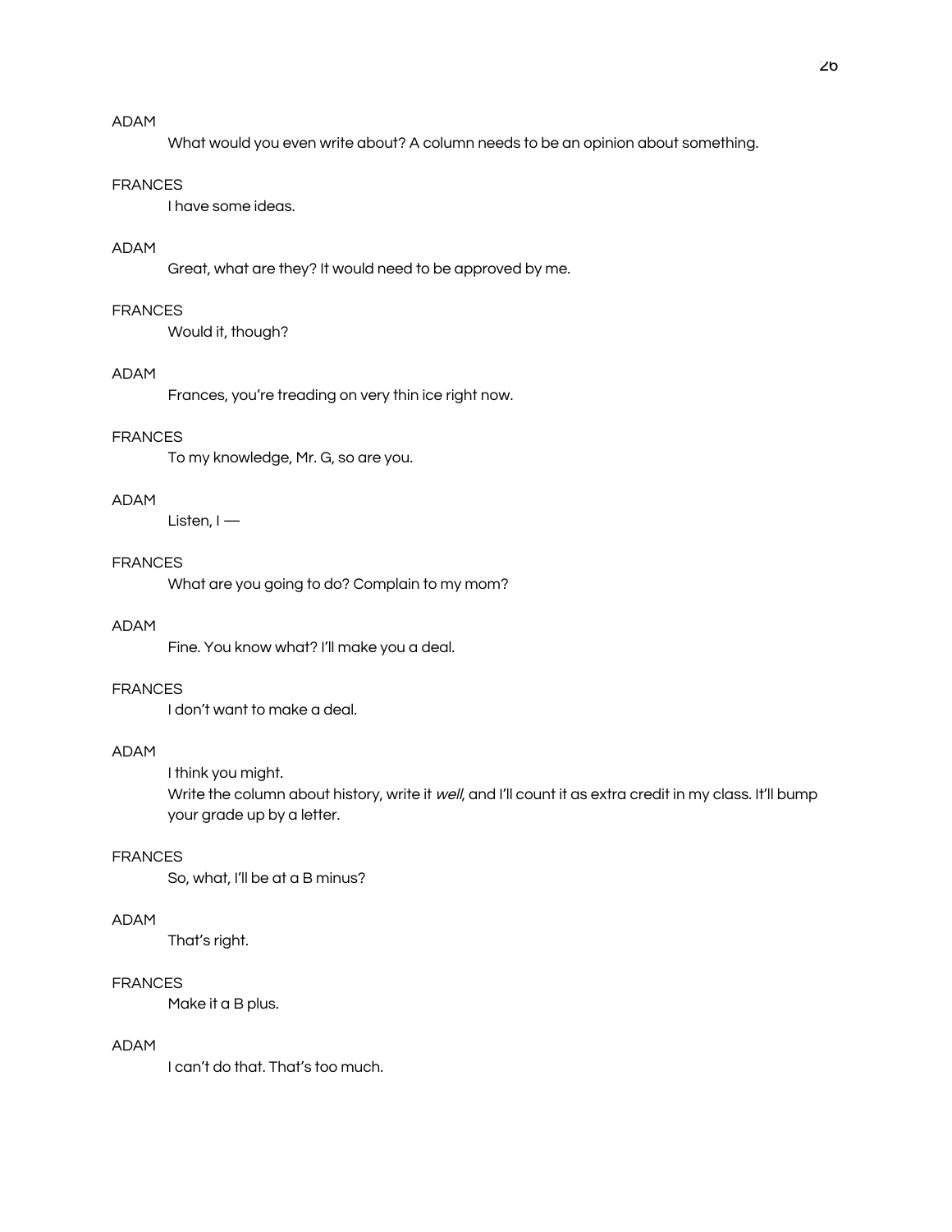ADAM

What would you even write about? A column needs to be an opinion about something.

FRANCES

I have some ideas.

ADAM

Great, what are they? It would need to be approved by me.

FRANCES

Would it, though?

ADAM

Frances, you're treading on very thin ice right now.

FRANCES

To my knowledge, Mr. G, so are you.

ADAM

Listen, I —

FRANCES

What are you going to do? Complain to my mom?

ADAM

Fine. You know what? I'll make you a deal.

FRANCES

I don't want to make a deal.

ADAM

I think you might.
Write the column about history, write it *well*, and I'll count it as extra credit in my class. It'll bump your grade up by a letter.

FRANCES

So, what, I'll be at a B minus?

ADAM

That's right.

FRANCES

Make it a B plus.

ADAM

I can't do that. That's too much.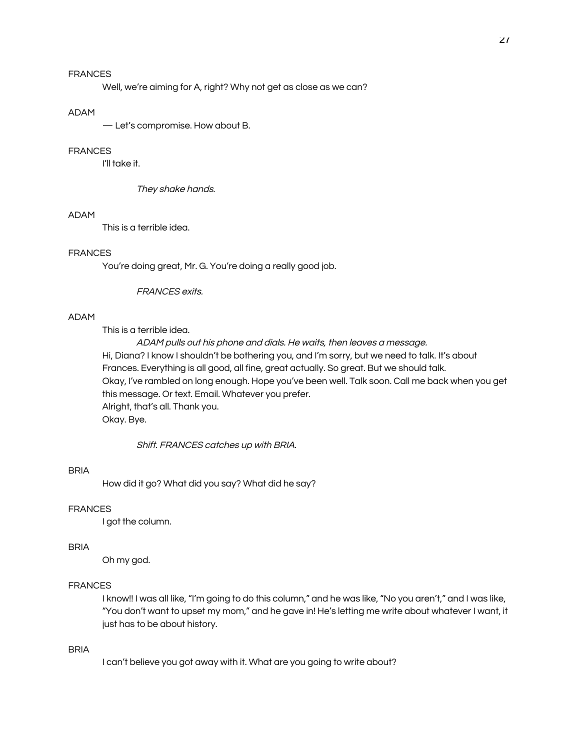FRANCES

Well, we're aiming for A, right? Why not get as close as we can?

ADAM

— Let's compromise. How about B.

FRANCES

I'll take it.

*They shake hands.*

ADAM

This is a terrible idea.

FRANCES

You're doing great, Mr. G. You're doing a really good job.

*FRANCES exits.*

ADAM

This is a terrible idea.

*ADAM pulls out his phone and dials. He waits, then leaves a message.*

Hi, Diana? I know I shouldn't be bothering you, and I'm sorry, but we need to talk. It's about Frances. Everything is all good, all fine, great actually. So great. But we should talk.
Okay, I've rambled on long enough. Hope you've been well. Talk soon. Call me back when you get this message. Or text. Email. Whatever you prefer.
Alright, that's all. Thank you.
Okay. Bye.

*Shift. FRANCES catches up with BRIA.*

BRIA

How did it go? What did you say? What did he say?

FRANCES

I got the column.

BRIA

Oh my god.

FRANCES

I know!! I was all like, "I'm going to do this column," and he was like, "No you aren't," and I was like, "You don't want to upset my mom," and he gave in! He's letting me write about whatever I want, it just has to be about history.

BRIA

I can't believe you got away with it. What are you going to write about?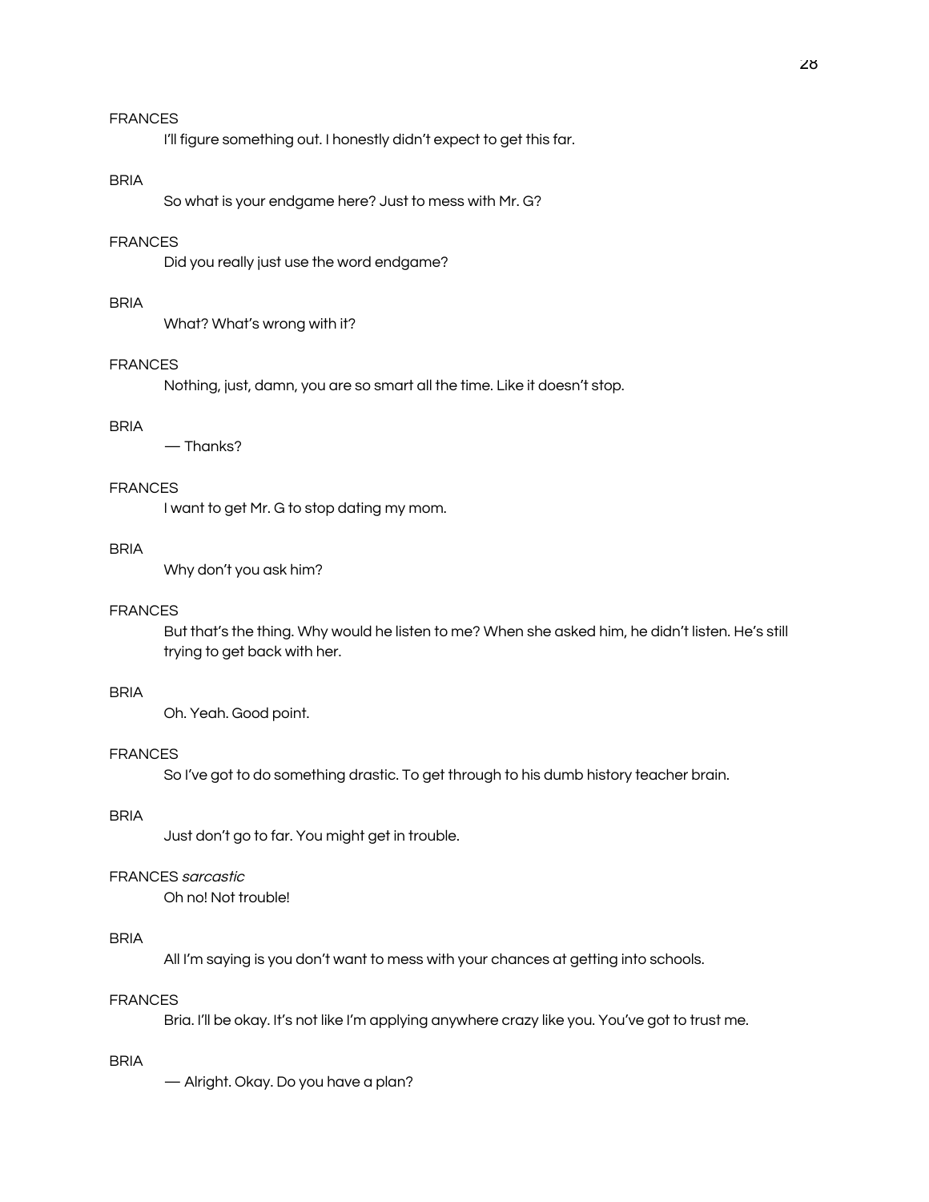FRANCES

I'll figure something out. I honestly didn't expect to get this far.

BRIA

So what is your endgame here? Just to mess with Mr. G?

FRANCES

Did you really just use the word endgame?

BRIA

What? What's wrong with it?

FRANCES

Nothing, just, damn, you are so smart all the time. Like it doesn't stop.

BRIA

— Thanks?

FRANCES

I want to get Mr. G to stop dating my mom.

BRIA

Why don't you ask him?

FRANCES

But that's the thing. Why would he listen to me? When she asked him, he didn't listen. He's still trying to get back with her.

BRIA

Oh. Yeah. Good point.

FRANCES

So I've got to do something drastic. To get through to his dumb history teacher brain.

BRIA

Just don't go to far. You might get in trouble.

FRANCES *sarcastic*

Oh no! Not trouble!

BRIA

All I'm saying is you don't want to mess with your chances at getting into schools.

FRANCES

Bria. I'll be okay. It's not like I'm applying anywhere crazy like you. You've got to trust me.

BRIA

— Alright. Okay. Do you have a plan?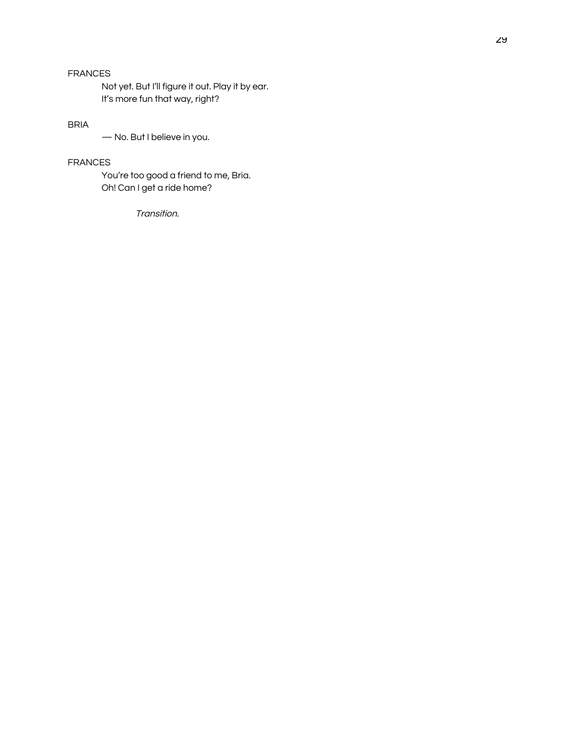FRANCES

Not yet. But I'll figure it out. Play it by ear.
It's more fun that way, right?

BRIA

— No. But I believe in you.

FRANCES

You're too good a friend to me, Bria.
Oh! Can I get a ride home?

*Transition.*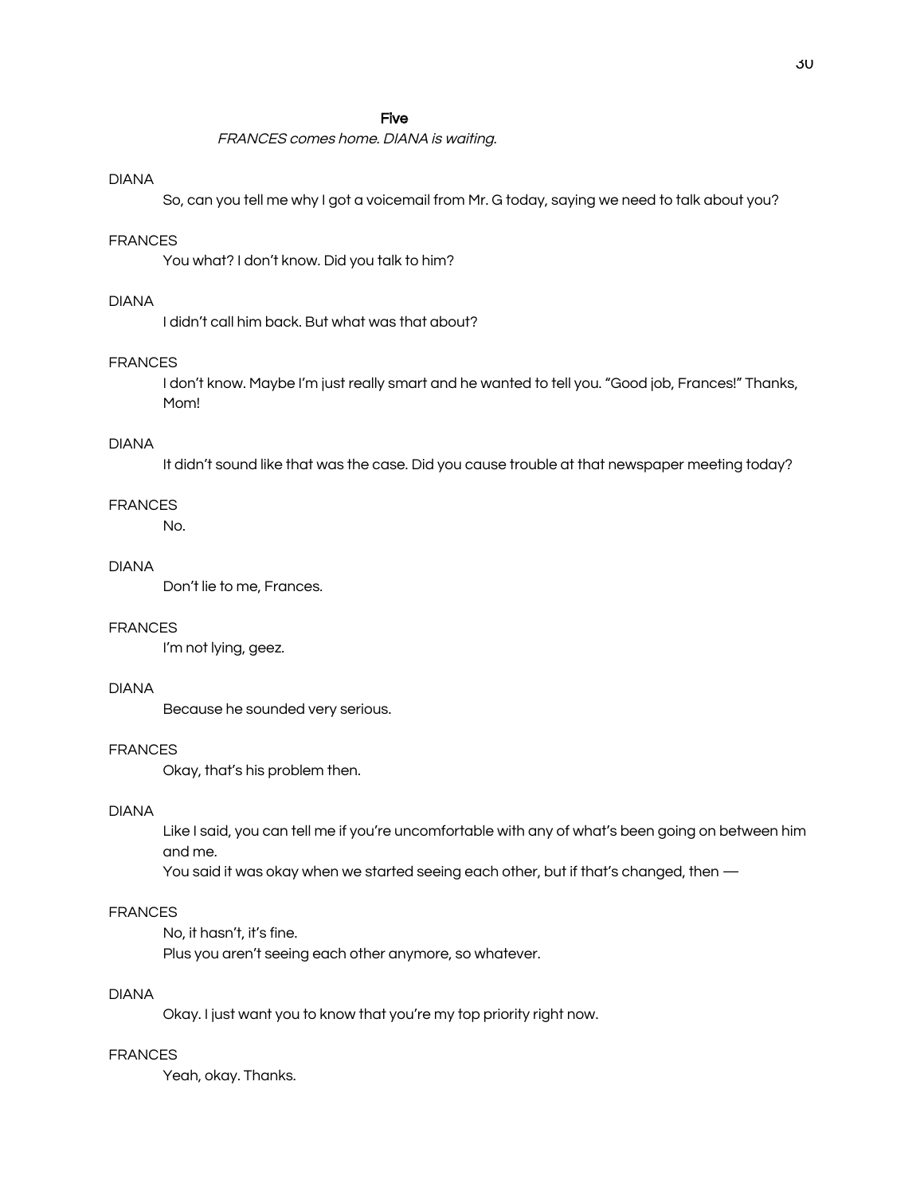## Five

*FRANCES comes home. DIANA is waiting.*

DIANA

So, can you tell me why I got a voicemail from Mr. G today, saying we need to talk about you?

FRANCES

You what? I don't know. Did you talk to him?

DIANA

I didn't call him back. But what was that about?

FRANCES

I don't know. Maybe I'm just really smart and he wanted to tell you. "Good job, Frances!" Thanks, Mom!

DIANA

It didn't sound like that was the case. Did you cause trouble at that newspaper meeting today?

FRANCES

No.

DIANA

Don't lie to me, Frances.

FRANCES

I'm not lying, geez.

DIANA

Because he sounded very serious.

FRANCES

Okay, that's his problem then.

DIANA

Like I said, you can tell me if you're uncomfortable with any of what's been going on between him and me.
You said it was okay when we started seeing each other, but if that's changed, then —

FRANCES

No, it hasn't, it's fine.
Plus you aren't seeing each other anymore, so whatever.

DIANA

Okay. I just want you to know that you're my top priority right now.

FRANCES

Yeah, okay. Thanks.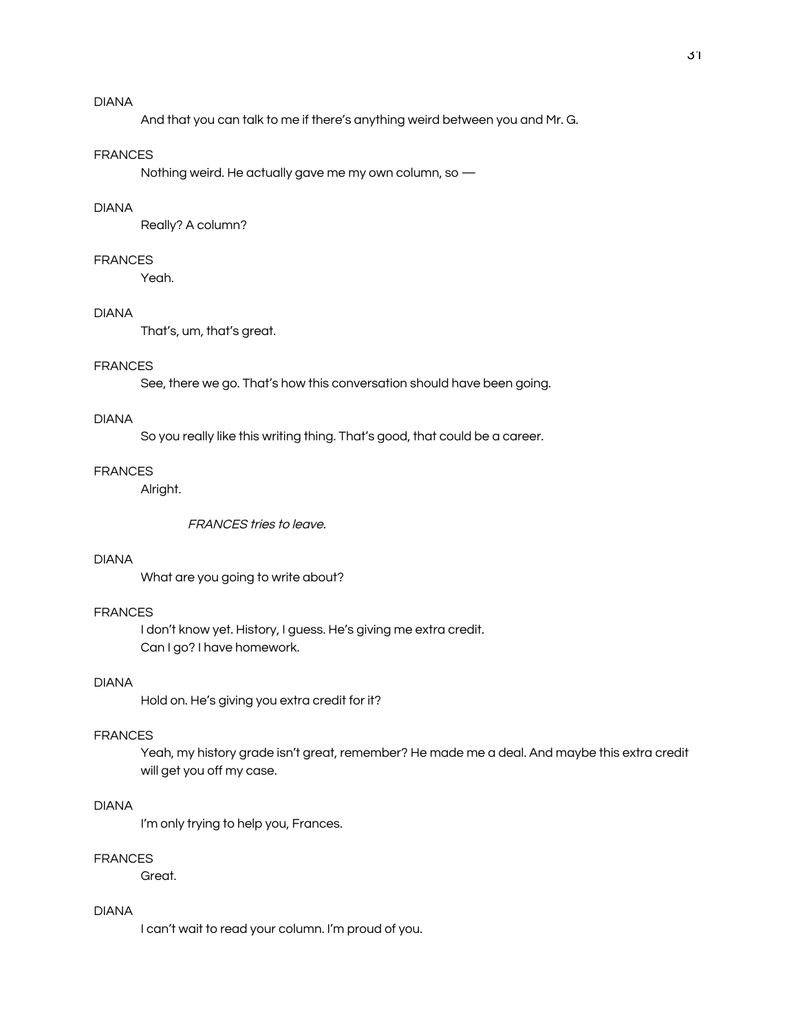DIANA

And that you can talk to me if there's anything weird between you and Mr. G.

FRANCES

Nothing weird. He actually gave me my own column, so —

DIANA

Really? A column?

FRANCES

Yeah.

DIANA

That's, um, that's great.

FRANCES

See, there we go. That's how this conversation should have been going.

DIANA

So you really like this writing thing. That's good, that could be a career.

FRANCES

Alright.

*FRANCES tries to leave.*

DIANA

What are you going to write about?

FRANCES

I don't know yet. History, I guess. He's giving me extra credit.
Can I go? I have homework.

DIANA

Hold on. He's giving you extra credit for it?

FRANCES

Yeah, my history grade isn't great, remember? He made me a deal. And maybe this extra credit will get you off my case.

DIANA

I'm only trying to help you, Frances.

FRANCES

Great.

DIANA

I can't wait to read your column. I'm proud of you.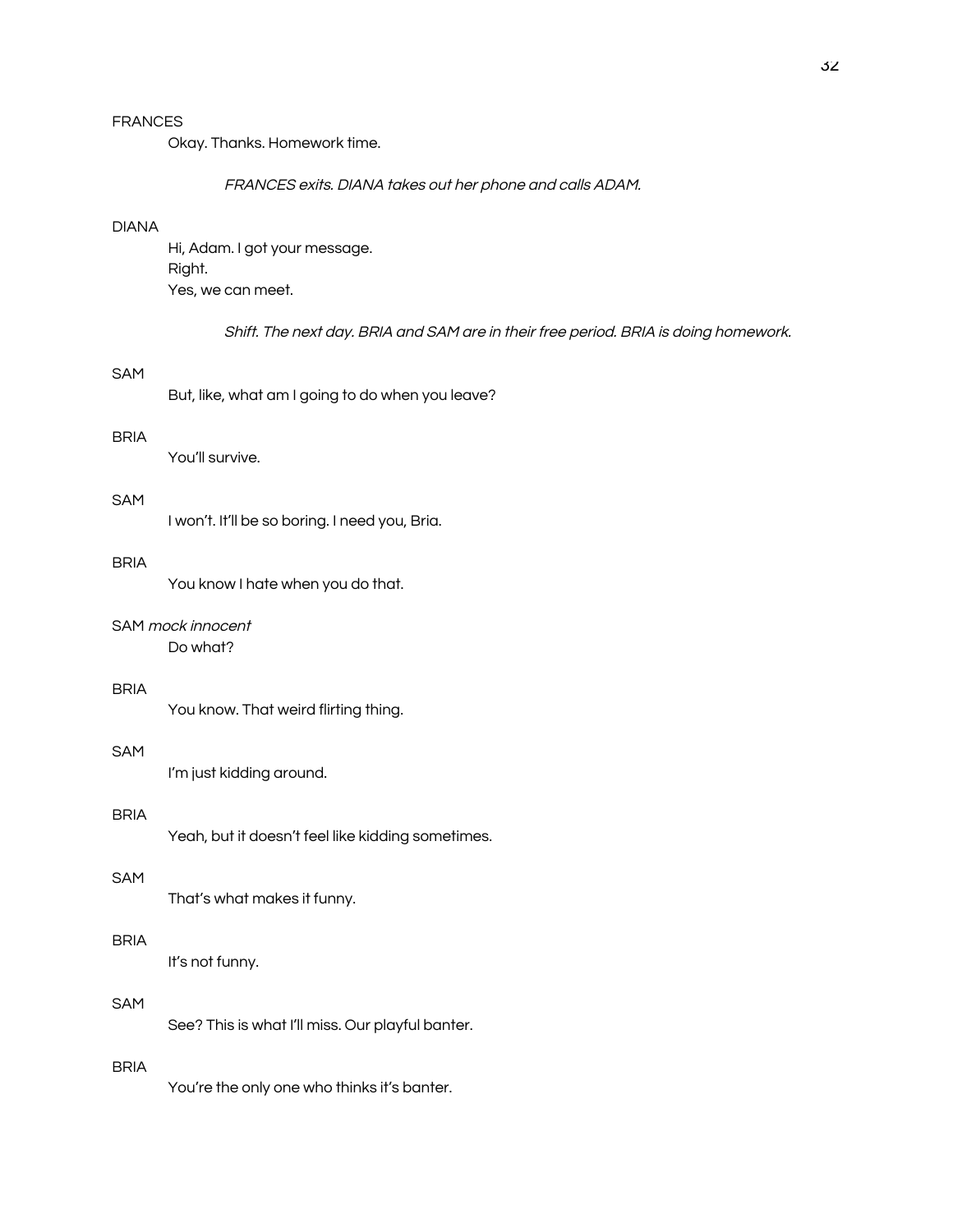FRANCES

Okay. Thanks. Homework time.

*FRANCES exits. DIANA takes out her phone and calls ADAM.*

DIANA

Hi, Adam. I got your message.
Right.
Yes, we can meet.

*Shift. The next day. BRIA and SAM are in their free period. BRIA is doing homework.*

SAM

But, like, what am I going to do when you leave?

BRIA

You'll survive.

SAM

I won't. It'll be so boring. I need you, Bria.

BRIA

You know I hate when you do that.

SAM *mock innocent*

Do what?

BRIA

You know. That weird flirting thing.

SAM

I'm just kidding around.

BRIA

Yeah, but it doesn't feel like kidding sometimes.

SAM

That's what makes it funny.

BRIA

It's not funny.

SAM

See? This is what I'll miss. Our playful banter.

BRIA

You're the only one who thinks it's banter.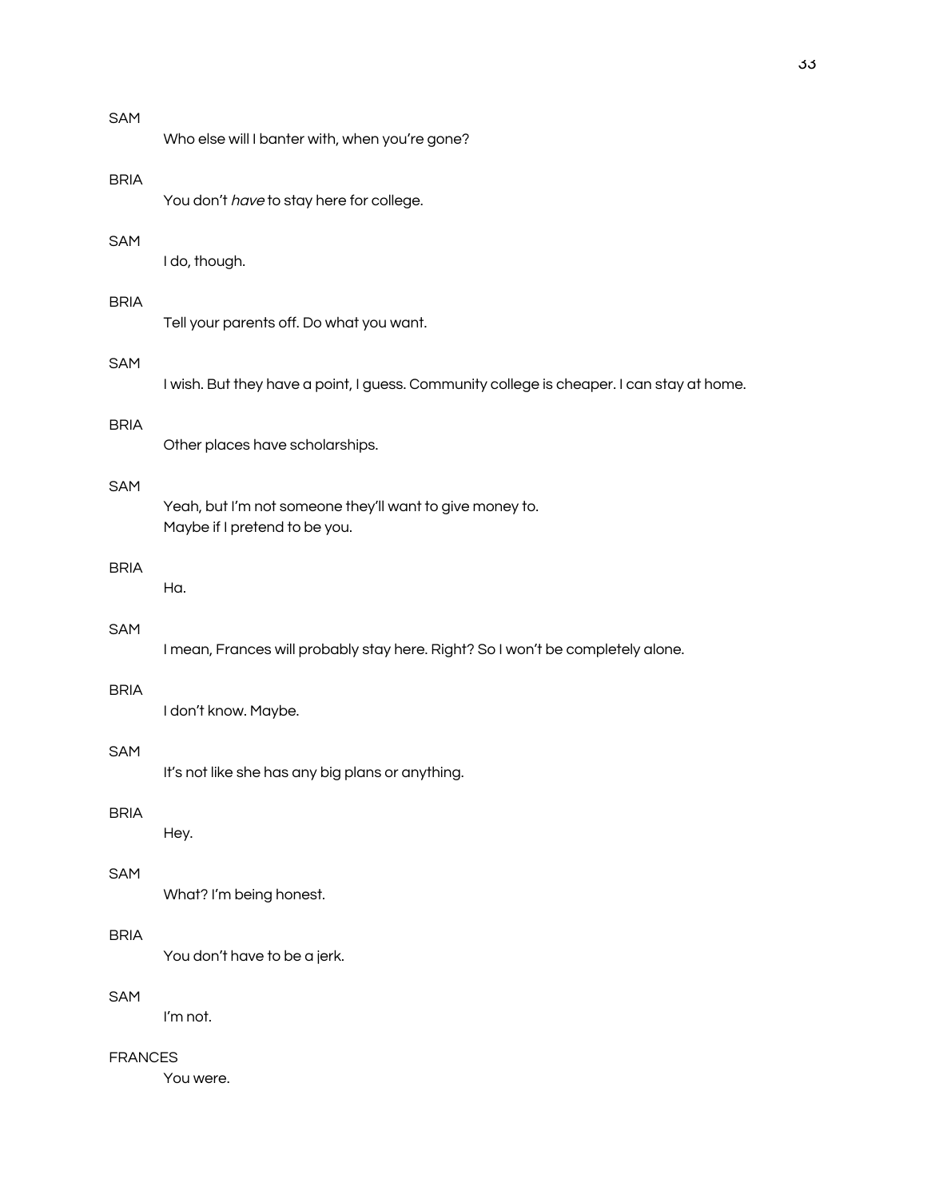SAM

Who else will I banter with, when you're gone?

BRIA

You don't *have* to stay here for college.

SAM

I do, though.

BRIA

Tell your parents off. Do what you want.

SAM

I wish. But they have a point, I guess. Community college is cheaper. I can stay at home.

BRIA

Other places have scholarships.

SAM

Yeah, but I'm not someone they'll want to give money to.
Maybe if I pretend to be you.

BRIA

Ha.

SAM

I mean, Frances will probably stay here. Right? So I won't be completely alone.

BRIA

I don't know. Maybe.

SAM

It's not like she has any big plans or anything.

BRIA

Hey.

SAM

What? I'm being honest.

BRIA

You don't have to be a jerk.

SAM

I'm not.

FRANCES

You were.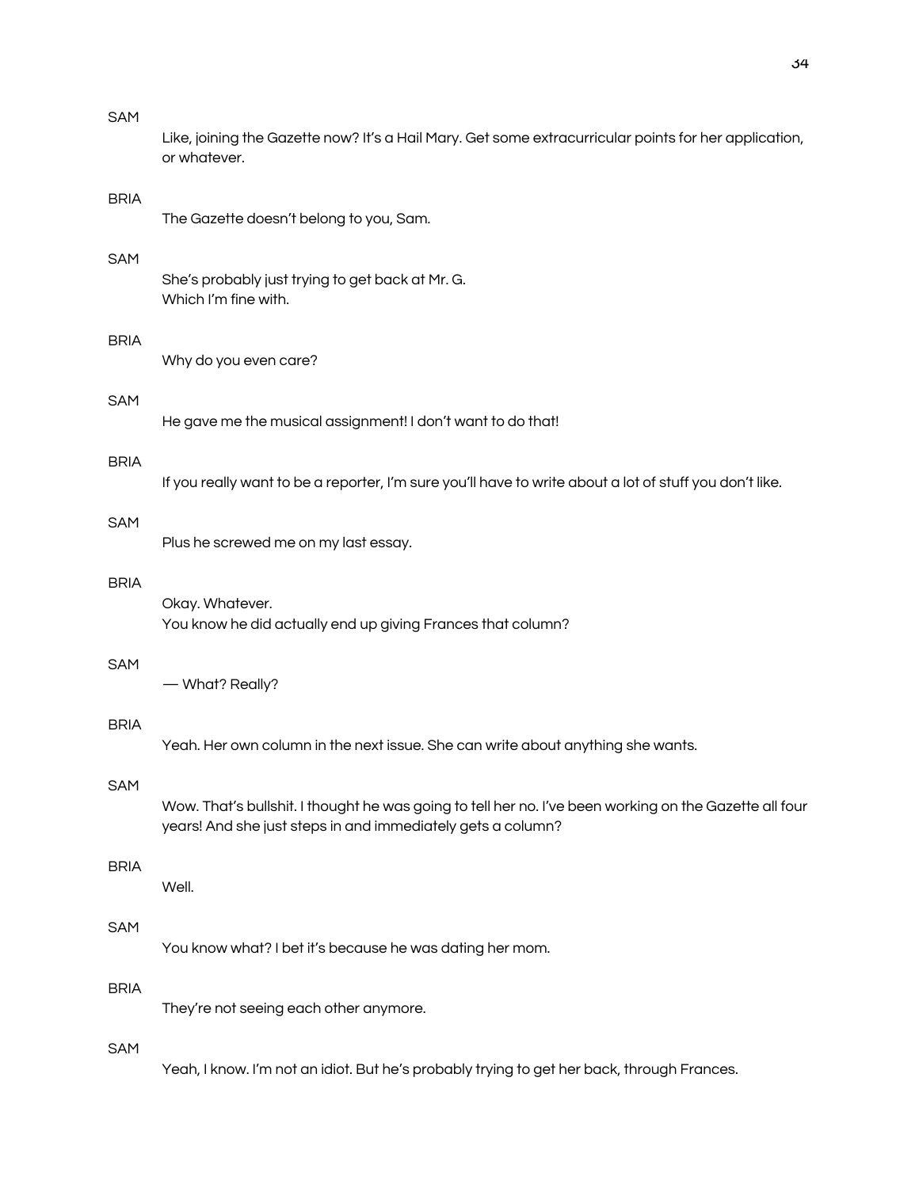SAM

Like, joining the Gazette now? It's a Hail Mary. Get some extracurricular points for her application, or whatever.

BRIA

The Gazette doesn't belong to you, Sam.

SAM

She's probably just trying to get back at Mr. G.
Which I'm fine with.

BRIA

Why do you even care?

SAM

He gave me the musical assignment! I don't want to do that!

BRIA

If you really want to be a reporter, I'm sure you'll have to write about a lot of stuff you don't like.

SAM

Plus he screwed me on my last essay.

BRIA

Okay. Whatever.
You know he did actually end up giving Frances that column?

SAM

— What? Really?

BRIA

Yeah. Her own column in the next issue. She can write about anything she wants.

SAM

Wow. That's bullshit. I thought he was going to tell her no. I've been working on the Gazette all four years! And she just steps in and immediately gets a column?

BRIA

Well.

SAM

You know what? I bet it's because he was dating her mom.

BRIA

They're not seeing each other anymore.

SAM

Yeah, I know. I'm not an idiot. But he's probably trying to get her back, through Frances.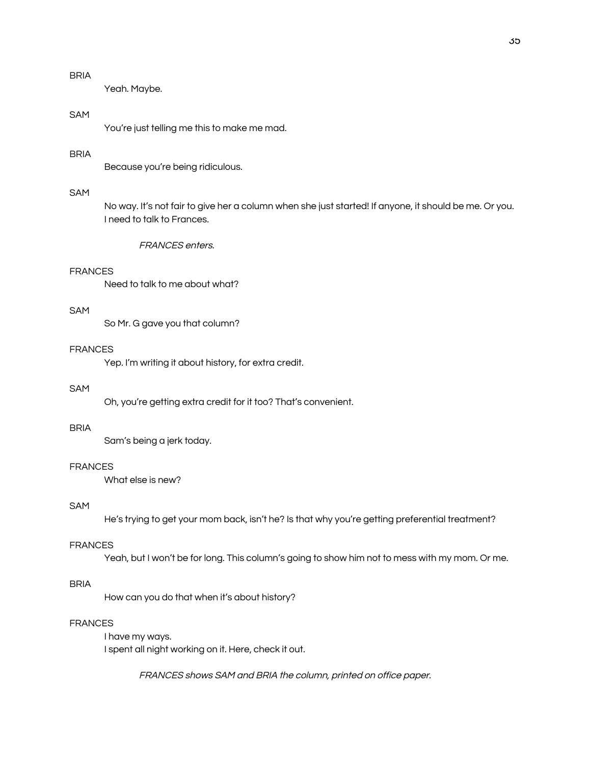BRIA

Yeah. Maybe.

SAM

You're just telling me this to make me mad.

BRIA

Because you're being ridiculous.

SAM

No way. It's not fair to give her a column when she just started! If anyone, it should be me. Or you. I need to talk to Frances.

*FRANCES enters.*

FRANCES

Need to talk to me about what?

SAM

So Mr. G gave you that column?

FRANCES

Yep. I'm writing it about history, for extra credit.

SAM

Oh, you're getting extra credit for it too? That's convenient.

BRIA

Sam's being a jerk today.

FRANCES

What else is new?

SAM

He's trying to get your mom back, isn't he? Is that why you're getting preferential treatment?

FRANCES

Yeah, but I won't be for long. This column's going to show him not to mess with my mom. Or me.

BRIA

How can you do that when it's about history?

FRANCES

I have my ways.
I spent all night working on it. Here, check it out.

*FRANCES shows SAM and BRIA the column, printed on office paper.*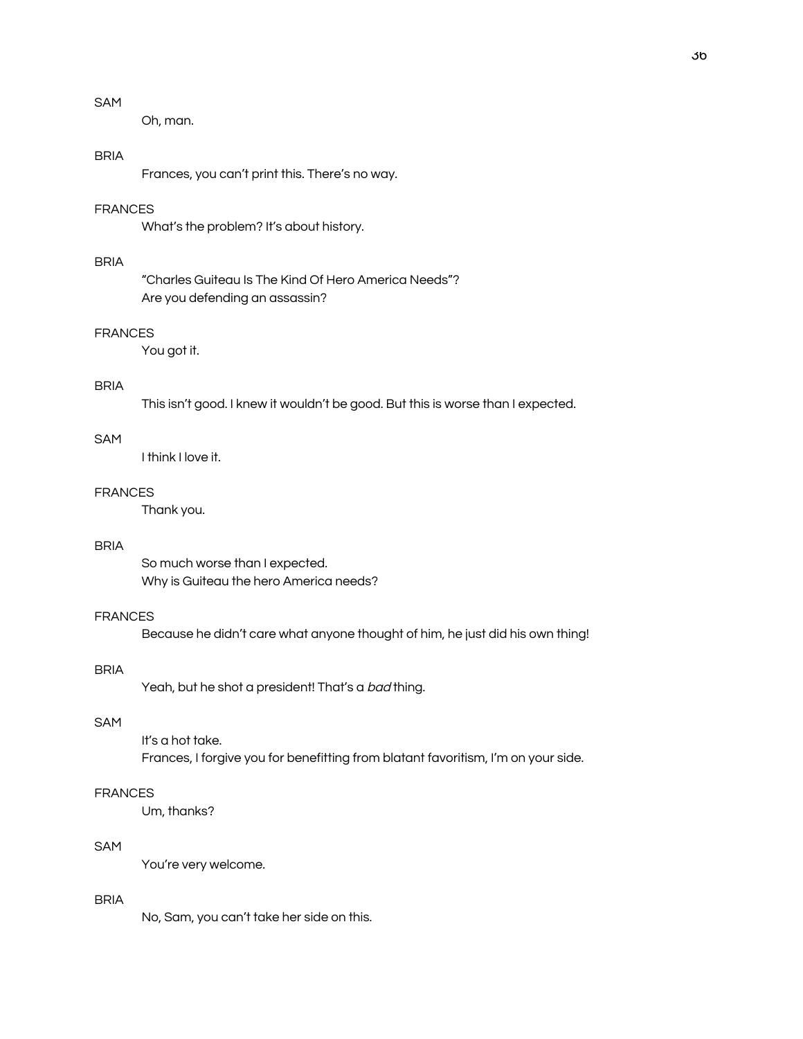SAM

Oh, man.

BRIA

Frances, you can't print this. There's no way.

FRANCES

What's the problem? It's about history.

BRIA

"Charles Guiteau Is The Kind Of Hero America Needs"?
Are you defending an assassin?

FRANCES

You got it.

BRIA

This isn't good. I knew it wouldn't be good. But this is worse than I expected.

SAM

I think I love it.

FRANCES

Thank you.

BRIA

So much worse than I expected.
Why is Guiteau the hero America needs?

FRANCES

Because he didn't care what anyone thought of him, he just did his own thing!

BRIA

Yeah, but he shot a president! That's a *bad* thing.

SAM

It's a hot take.
Frances, I forgive you for benefitting from blatant favoritism, I'm on your side.

FRANCES

Um, thanks?

SAM

You're very welcome.

BRIA

No, Sam, you can't take her side on this.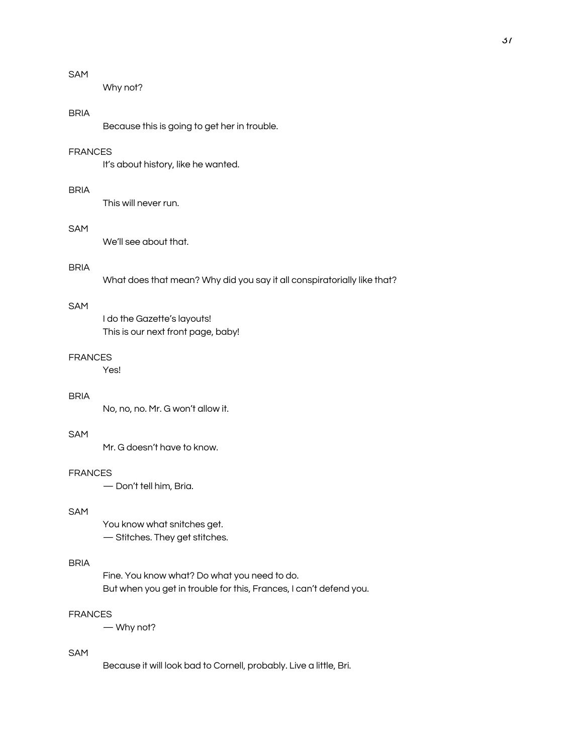SAM

Why not?

BRIA

Because this is going to get her in trouble.

FRANCES

It's about history, like he wanted.

BRIA

This will never run.

SAM

We'll see about that.

BRIA

What does that mean? Why did you say it all conspiratorially like that?

SAM

I do the Gazette's layouts!
This is our next front page, baby!

FRANCES

Yes!

BRIA

No, no, no. Mr. G won't allow it.

SAM

Mr. G doesn't have to know.

FRANCES

— Don't tell him, Bria.

SAM

You know what snitches get.
— Stitches. They get stitches.

BRIA

Fine. You know what? Do what you need to do.
But when you get in trouble for this, Frances, I can't defend you.

FRANCES

— Why not?

SAM

Because it will look bad to Cornell, probably. Live a little, Bri.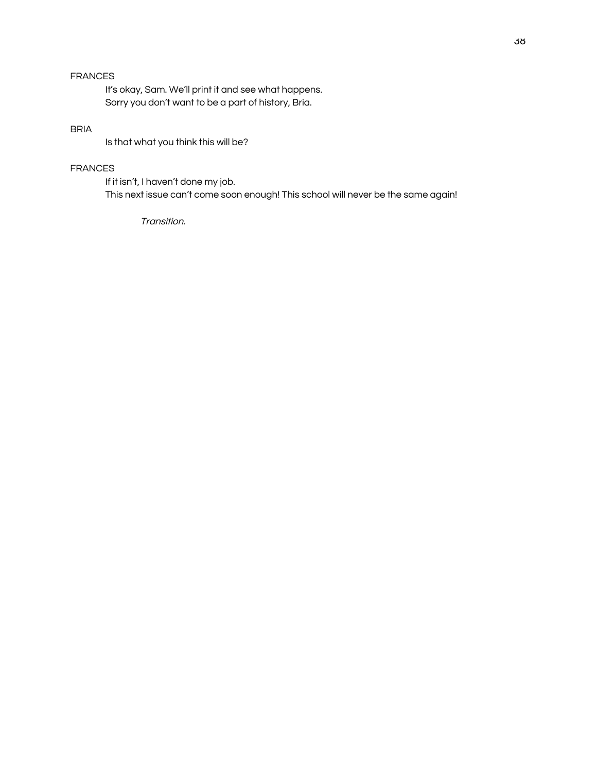FRANCES

It's okay, Sam. We'll print it and see what happens.
Sorry you don't want to be a part of history, Bria.

BRIA

Is that what you think this will be?

FRANCES

If it isn't, I haven't done my job.
This next issue can't come soon enough! This school will never be the same again!

*Transition.*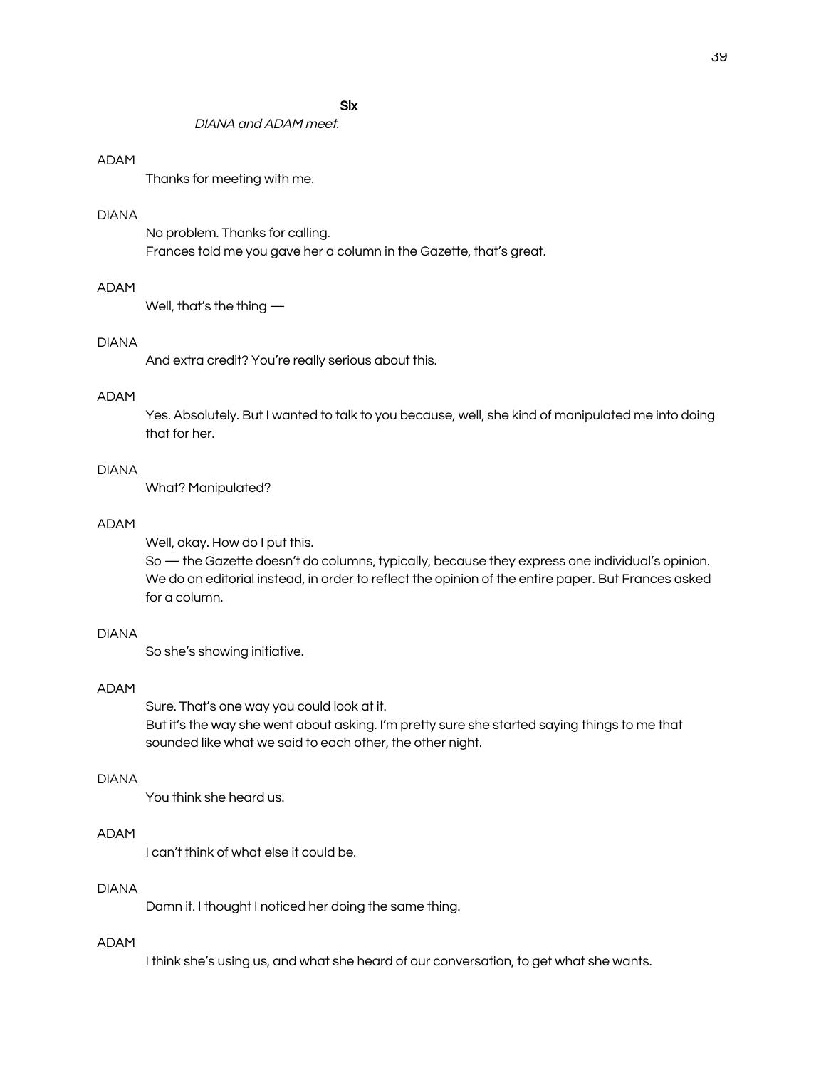**Six**

*DIANA and ADAM meet.*

ADAM

Thanks for meeting with me.

DIANA

No problem. Thanks for calling.
Frances told me you gave her a column in the Gazette, that's great.

ADAM

Well, that's the thing —

DIANA

And extra credit? You're really serious about this.

ADAM

Yes. Absolutely. But I wanted to talk to you because, well, she kind of manipulated me into doing that for her.

DIANA

What? Manipulated?

ADAM

Well, okay. How do I put this.
So — the Gazette doesn't do columns, typically, because they express one individual's opinion. We do an editorial instead, in order to reflect the opinion of the entire paper. But Frances asked for a column.

DIANA

So she's showing initiative.

ADAM

Sure. That's one way you could look at it.
But it's the way she went about asking. I'm pretty sure she started saying things to me that sounded like what we said to each other, the other night.

DIANA

You think she heard us.

ADAM

I can't think of what else it could be.

DIANA

Damn it. I thought I noticed her doing the same thing.

ADAM

I think she's using us, and what she heard of our conversation, to get what she wants.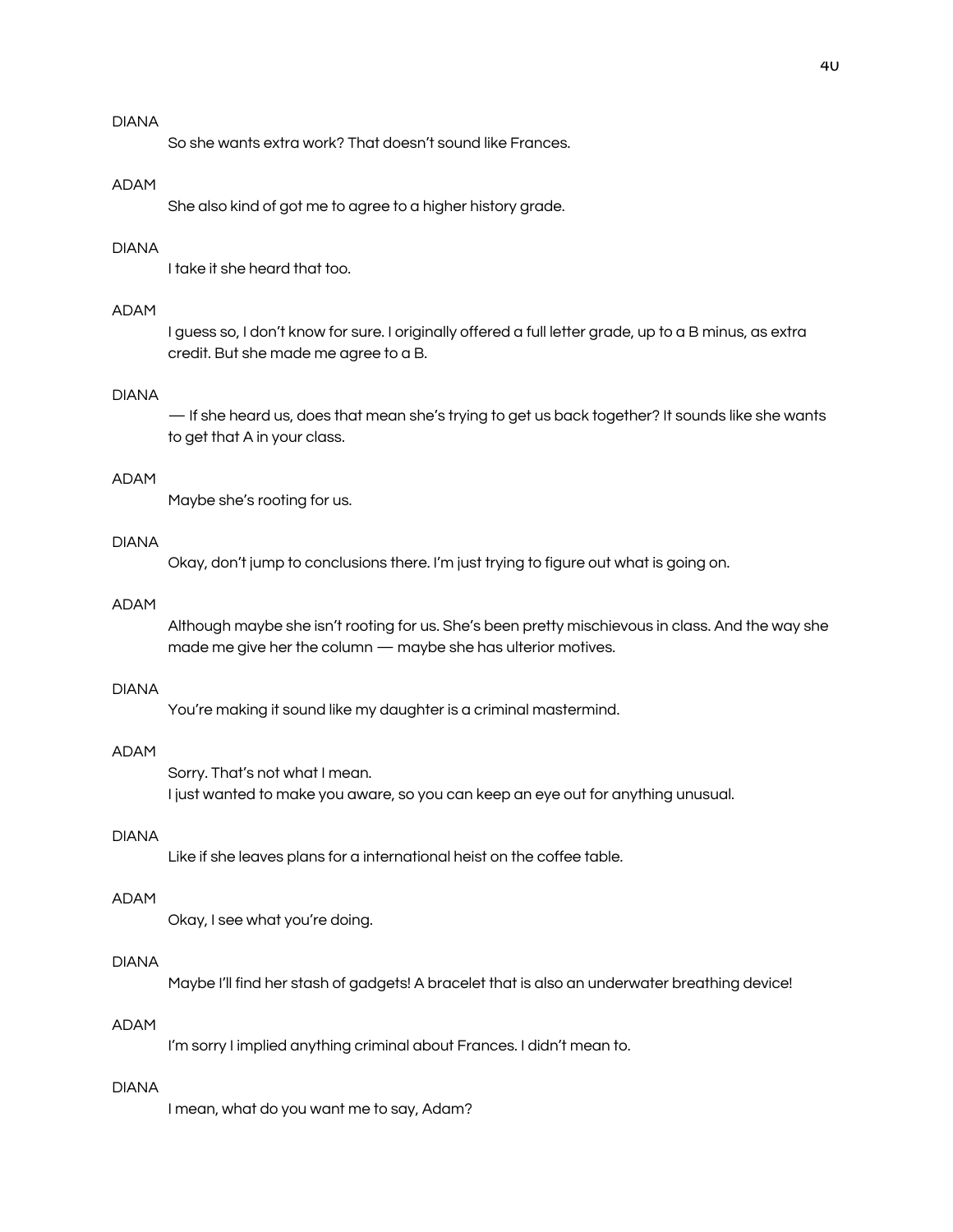DIANA

So she wants extra work? That doesn't sound like Frances.

ADAM

She also kind of got me to agree to a higher history grade.

DIANA

I take it she heard that too.

ADAM

I guess so, I don't know for sure. I originally offered a full letter grade, up to a B minus, as extra credit. But she made me agree to a B.

DIANA

— If she heard us, does that mean she's trying to get us back together? It sounds like she wants to get that A in your class.

ADAM

Maybe she's rooting for us.

DIANA

Okay, don't jump to conclusions there. I'm just trying to figure out what is going on.

ADAM

Although maybe she isn't rooting for us. She's been pretty mischievous in class. And the way she made me give her the column — maybe she has ulterior motives.

DIANA

You're making it sound like my daughter is a criminal mastermind.

ADAM

Sorry. That's not what I mean.
I just wanted to make you aware, so you can keep an eye out for anything unusual.

DIANA

Like if she leaves plans for a international heist on the coffee table.

ADAM

Okay, I see what you're doing.

DIANA

Maybe I'll find her stash of gadgets! A bracelet that is also an underwater breathing device!

ADAM

I'm sorry I implied anything criminal about Frances. I didn't mean to.

DIANA

I mean, what do you want me to say, Adam?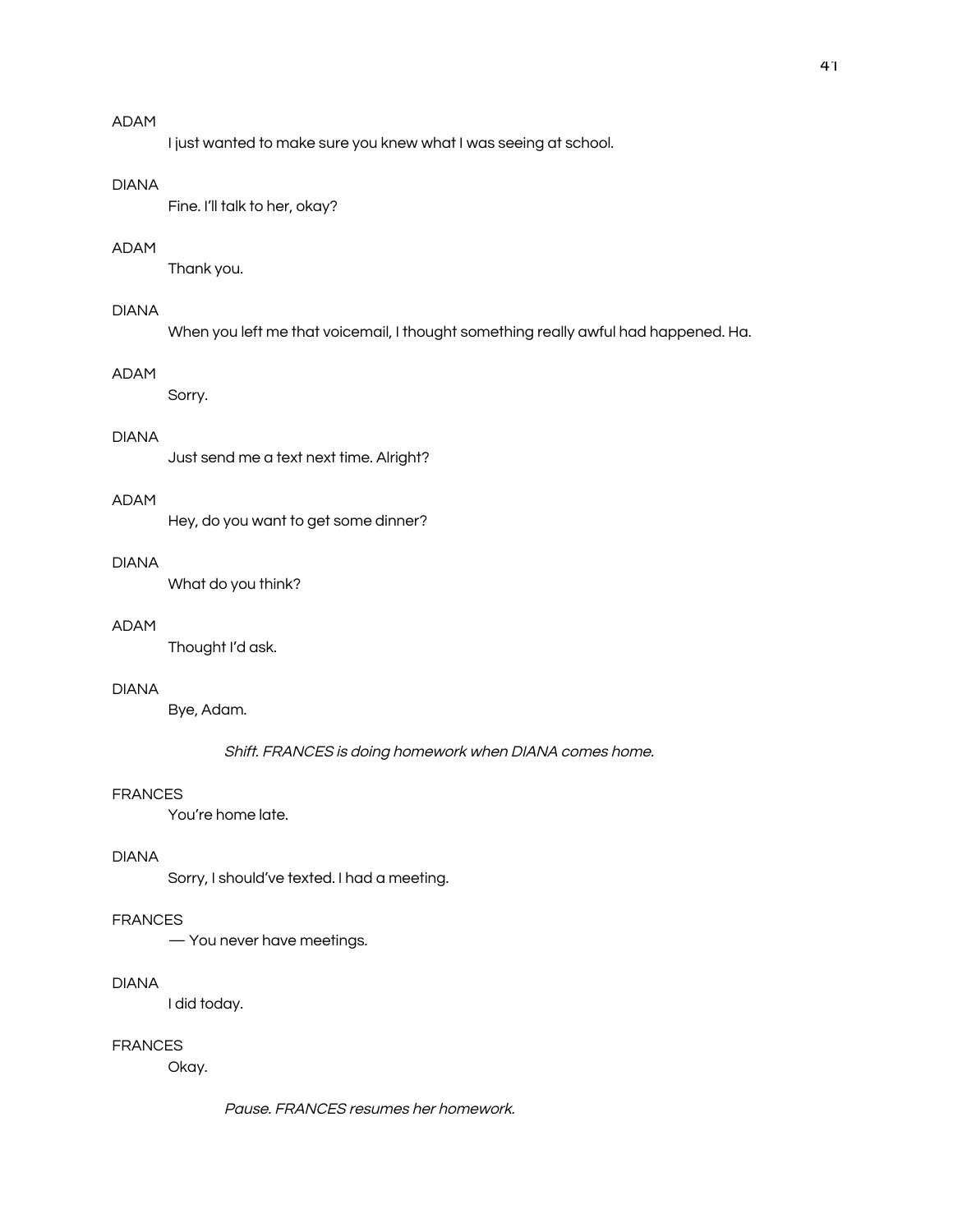ADAM

I just wanted to make sure you knew what I was seeing at school.

DIANA

Fine. I'll talk to her, okay?

ADAM

Thank you.

DIANA

When you left me that voicemail, I thought something really awful had happened. Ha.

ADAM

Sorry.

DIANA

Just send me a text next time. Alright?

ADAM

Hey, do you want to get some dinner?

DIANA

What do you think?

ADAM

Thought I'd ask.

DIANA

Bye, Adam.

*Shift. FRANCES is doing homework when DIANA comes home.*

FRANCES

You're home late.

DIANA

Sorry, I should've texted. I had a meeting.

FRANCES

— You never have meetings.

DIANA

I did today.

FRANCES

Okay.

*Pause. FRANCES resumes her homework.*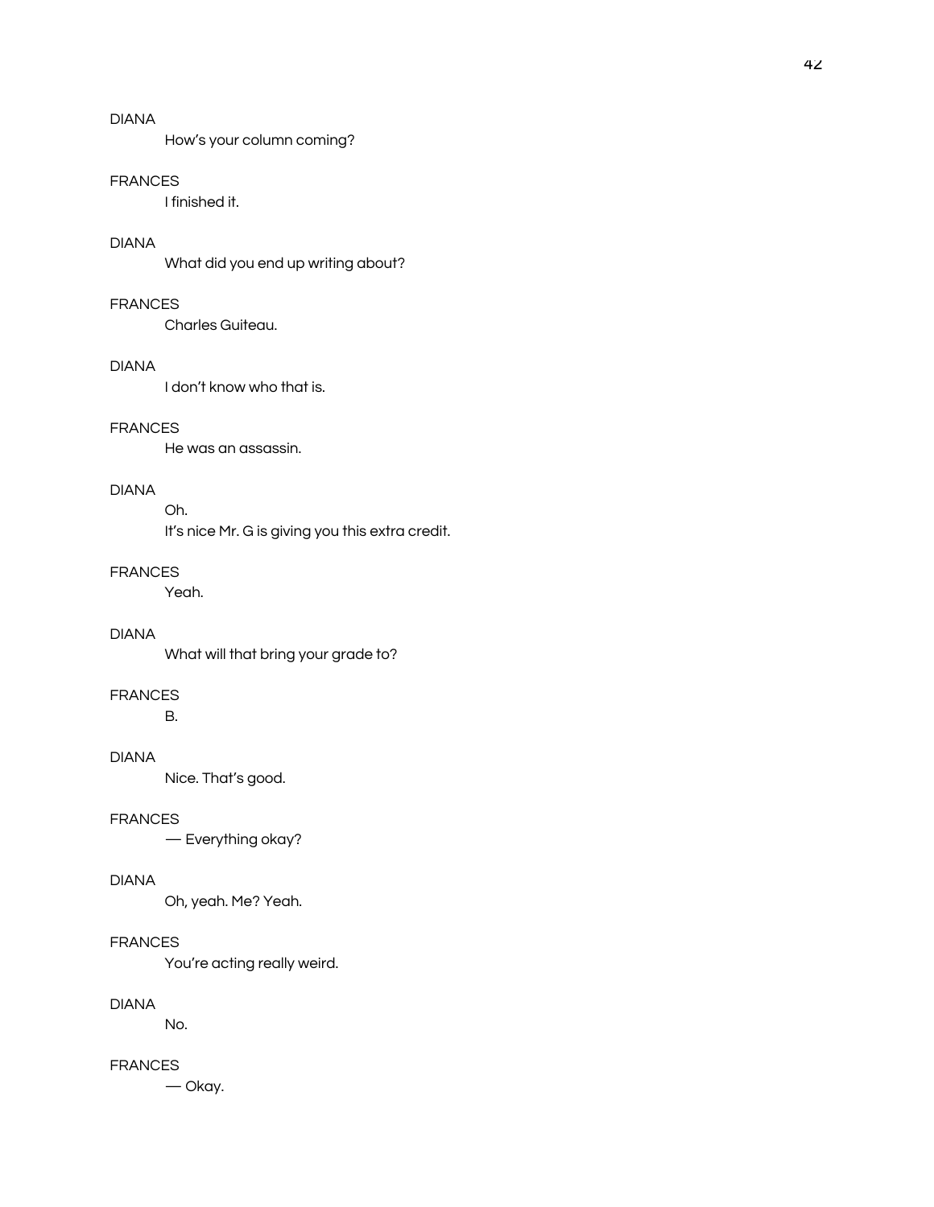DIANA

How's your column coming?

FRANCES

I finished it.

DIANA

What did you end up writing about?

FRANCES

Charles Guiteau.

DIANA

I don't know who that is.

FRANCES

He was an assassin.

DIANA

Oh.
It's nice Mr. G is giving you this extra credit.

FRANCES

Yeah.

DIANA

What will that bring your grade to?

FRANCES

B.

DIANA

Nice. That's good.

FRANCES

— Everything okay?

DIANA

Oh, yeah. Me? Yeah.

FRANCES

You're acting really weird.

DIANA

No.

FRANCES

— Okay.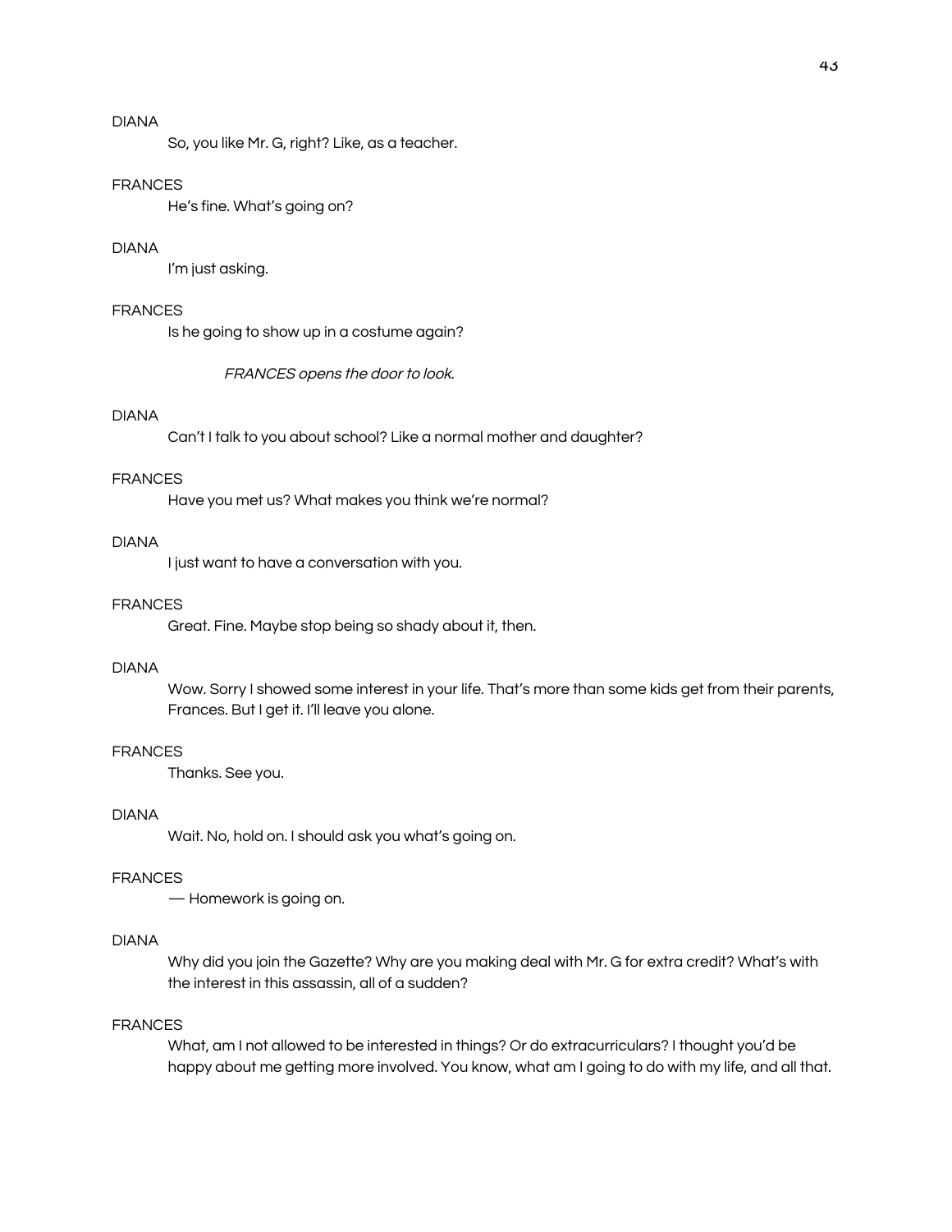DIANA

So, you like Mr. G, right? Like, as a teacher.

FRANCES

He's fine. What's going on?

DIANA

I'm just asking.

FRANCES

Is he going to show up in a costume again?

*FRANCES opens the door to look.*

DIANA

Can't I talk to you about school? Like a normal mother and daughter?

FRANCES

Have you met us? What makes you think we're normal?

DIANA

I just want to have a conversation with you.

FRANCES

Great. Fine. Maybe stop being so shady about it, then.

DIANA

Wow. Sorry I showed some interest in your life. That's more than some kids get from their parents, Frances. But I get it. I'll leave you alone.

FRANCES

Thanks. See you.

DIANA

Wait. No, hold on. I should ask you what's going on.

FRANCES

— Homework is going on.

DIANA

Why did you join the Gazette? Why are you making deal with Mr. G for extra credit? What's with the interest in this assassin, all of a sudden?

FRANCES

What, am I not allowed to be interested in things? Or do extracurriculars? I thought you'd be happy about me getting more involved. You know, what am I going to do with my life, and all that.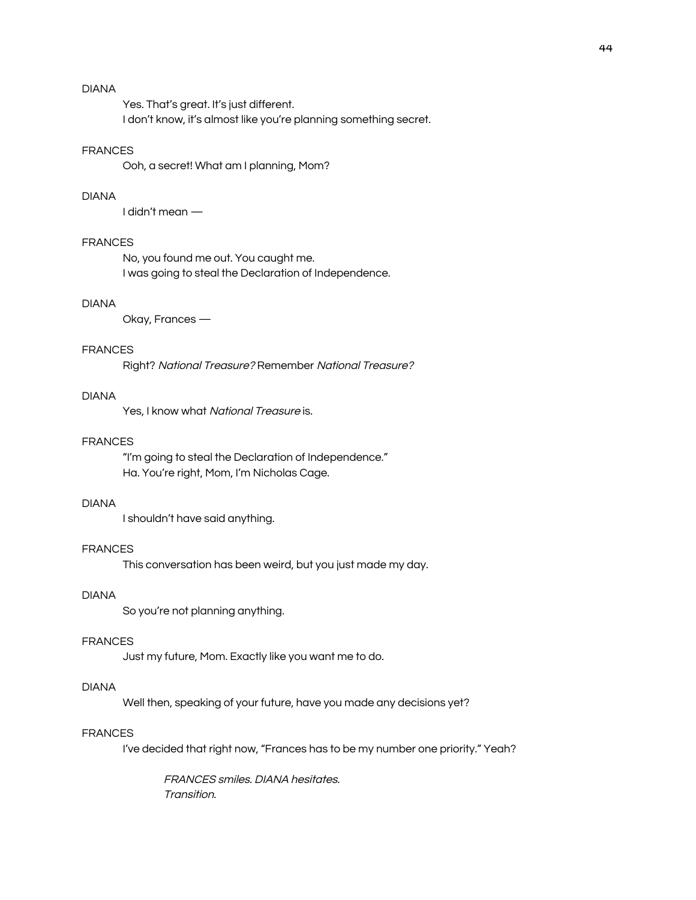DIANA

Yes. That's great. It's just different.
I don't know, it's almost like you're planning something secret.

FRANCES

Ooh, a secret! What am I planning, Mom?

DIANA

I didn't mean —

FRANCES

No, you found me out. You caught me.
I was going to steal the Declaration of Independence.

DIANA

Okay, Frances —

FRANCES

Right? *National Treasure?* Remember *National Treasure?*

DIANA

Yes, I know what *National Treasure* is.

FRANCES

"I'm going to steal the Declaration of Independence."
Ha. You're right, Mom, I'm Nicholas Cage.

DIANA

I shouldn't have said anything.

FRANCES

This conversation has been weird, but you just made my day.

DIANA

So you're not planning anything.

FRANCES

Just my future, Mom. Exactly like you want me to do.

DIANA

Well then, speaking of your future, have you made any decisions yet?

FRANCES

I've decided that right now, "Frances has to be my number one priority." Yeah?

*FRANCES smiles. DIANA hesitates.*
*Transition.*